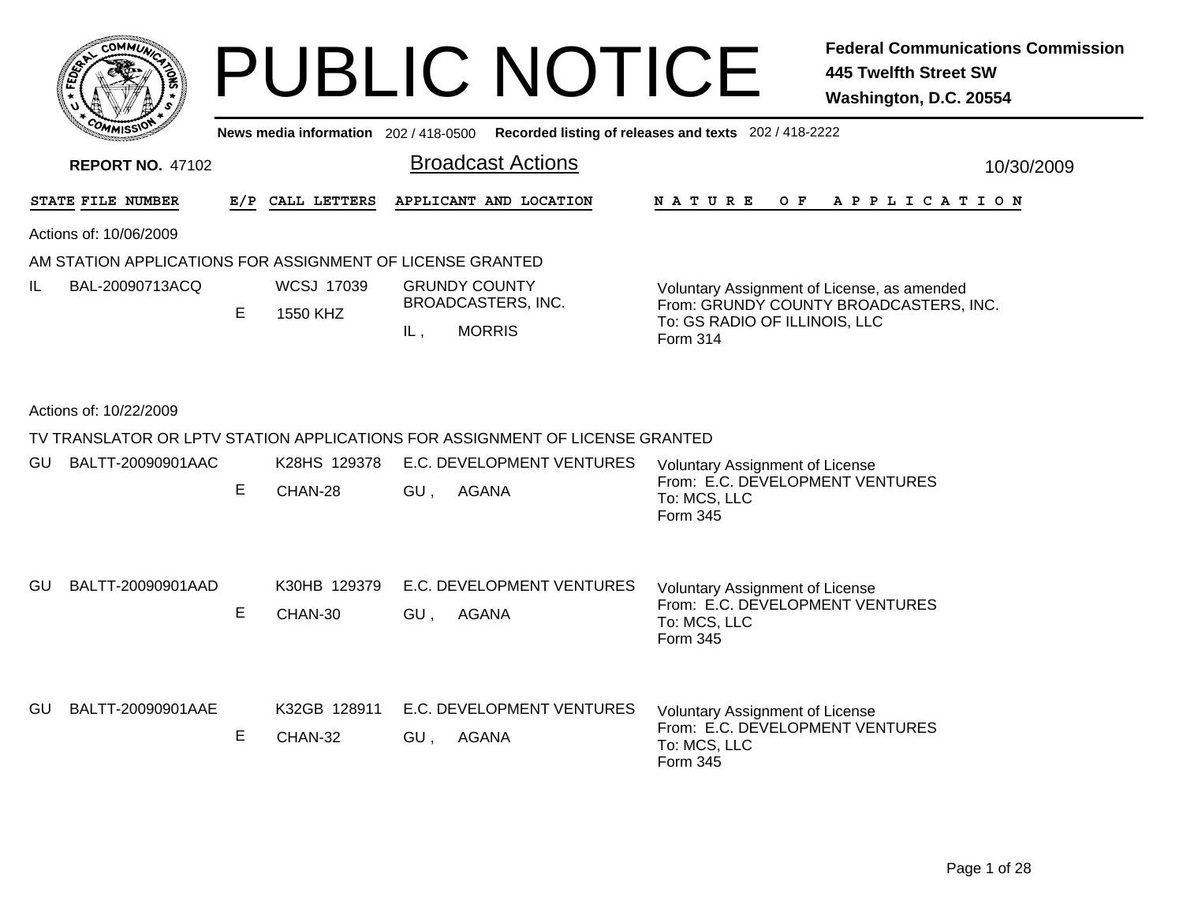# PUBLIC NOTICE

**Federal Communications Commission**
**445 Twelfth Street SW**
**Washington, D.C. 20554**

**News media information** 202 / 418-0500 **Recorded listing of releases and texts** 202 / 418-2222

**REPORT NO.** 47102

## Broadcast Actions

10/30/2009

| STATE | FILE NUMBER | E/P | CALL LETTERS | APPLICANT AND LOCATION | NATURE OF APPLICATION |
|---|---|---|---|---|---|

Actions of: 10/06/2009

### AM STATION APPLICATIONS FOR ASSIGNMENT OF LICENSE GRANTED

| STATE | FILE NUMBER | E/P | CALL LETTERS | APPLICANT AND LOCATION | NATURE OF APPLICATION |
|---|---|---|---|---|---|
| IL | BAL-20090713ACQ | E | WCSJ 17039<br>1550 KHZ | GRUNDY COUNTY BROADCASTERS, INC.<br>IL , MORRIS | Voluntary Assignment of License, as amended<br>From: GRUNDY COUNTY BROADCASTERS, INC.<br>To: GS RADIO OF ILLINOIS, LLC<br>Form 314 |

Actions of: 10/22/2009

### TV TRANSLATOR OR LPTV STATION APPLICATIONS FOR ASSIGNMENT OF LICENSE GRANTED

| STATE | FILE NUMBER | E/P | CALL LETTERS | APPLICANT AND LOCATION | NATURE OF APPLICATION |
|---|---|---|---|---|---|
| GU | BALTT-20090901AAC | E | K28HS 129378<br>CHAN-28 | E.C. DEVELOPMENT VENTURES<br>GU , AGANA | Voluntary Assignment of License<br>From: E.C. DEVELOPMENT VENTURES<br>To: MCS, LLC<br>Form 345 |
| GU | BALTT-20090901AAD | E | K30HB 129379<br>CHAN-30 | E.C. DEVELOPMENT VENTURES<br>GU , AGANA | Voluntary Assignment of License<br>From: E.C. DEVELOPMENT VENTURES<br>To: MCS, LLC<br>Form 345 |
| GU | BALTT-20090901AAE | E | K32GB 128911<br>CHAN-32 | E.C. DEVELOPMENT VENTURES<br>GU , AGANA | Voluntary Assignment of License<br>From: E.C. DEVELOPMENT VENTURES<br>To: MCS, LLC<br>Form 345 |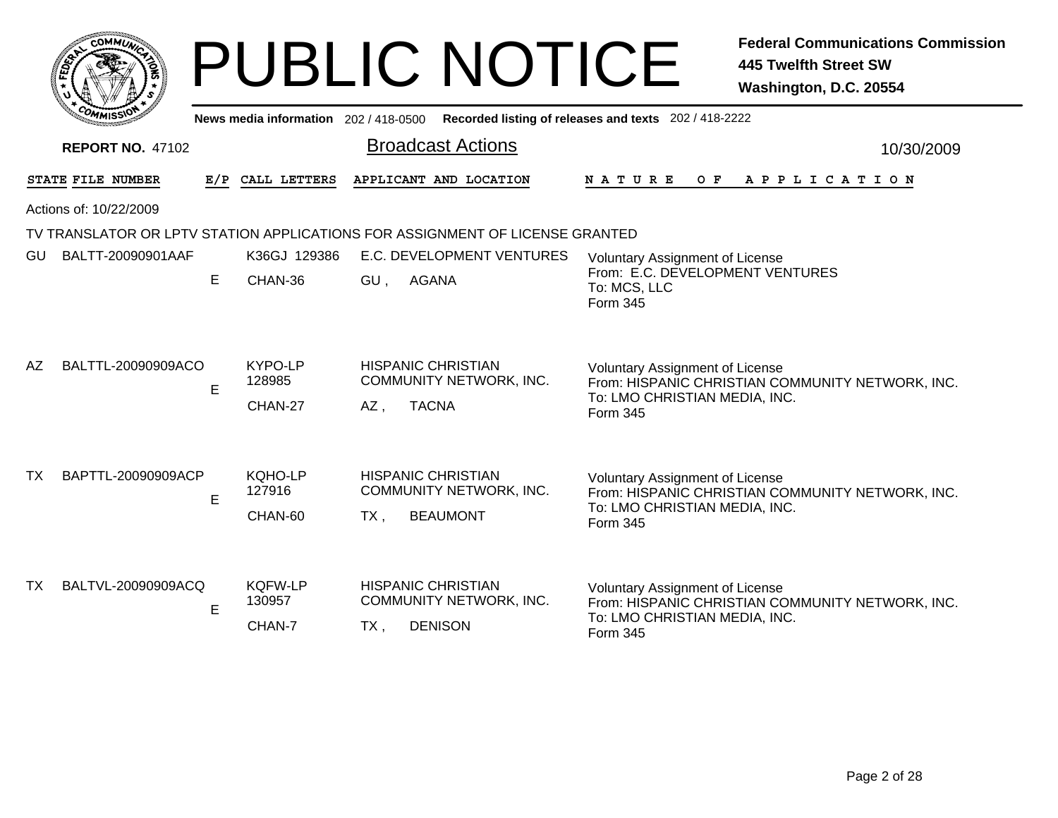# PUBLIC NOTICE

**Federal Communications Commission**
**445 Twelfth Street SW**
**Washington, D.C. 20554**

News media information 202 / 418-0500 Recorded listing of releases and texts 202 / 418-2222

**REPORT NO.** 47102

## Broadcast Actions

10/30/2009

Actions of: 10/22/2009

TV TRANSLATOR OR LPTV STATION APPLICATIONS FOR ASSIGNMENT OF LICENSE GRANTED

| STATE | FILE NUMBER | E/P | CALL LETTERS | APPLICANT AND LOCATION | NATURE OF APPLICATION |
|---|---|---|---|---|---|
| GU | BALTT-20090901AAF | E | K36GJ 129386<br>CHAN-36 | E.C. DEVELOPMENT VENTURES<br>GU , AGANA | Voluntary Assignment of License<br>From: E.C. DEVELOPMENT VENTURES<br>To: MCS, LLC<br>Form 345 |
| AZ | BALTTL-20090909ACO | E | KYPO-LP 128985<br>CHAN-27 | HISPANIC CHRISTIAN COMMUNITY NETWORK, INC.<br>AZ , TACNA | Voluntary Assignment of License<br>From: HISPANIC CHRISTIAN COMMUNITY NETWORK, INC.<br>To: LMO CHRISTIAN MEDIA, INC.<br>Form 345 |
| TX | BAPTTL-20090909ACP | E | KQHO-LP 127916<br>CHAN-60 | HISPANIC CHRISTIAN COMMUNITY NETWORK, INC.<br>TX , BEAUMONT | Voluntary Assignment of License<br>From: HISPANIC CHRISTIAN COMMUNITY NETWORK, INC.<br>To: LMO CHRISTIAN MEDIA, INC.<br>Form 345 |
| TX | BALTVL-20090909ACQ | E | KQFW-LP 130957<br>CHAN-7 | HISPANIC CHRISTIAN COMMUNITY NETWORK, INC.<br>TX , DENISON | Voluntary Assignment of License<br>From: HISPANIC CHRISTIAN COMMUNITY NETWORK, INC.<br>To: LMO CHRISTIAN MEDIA, INC.<br>Form 345 |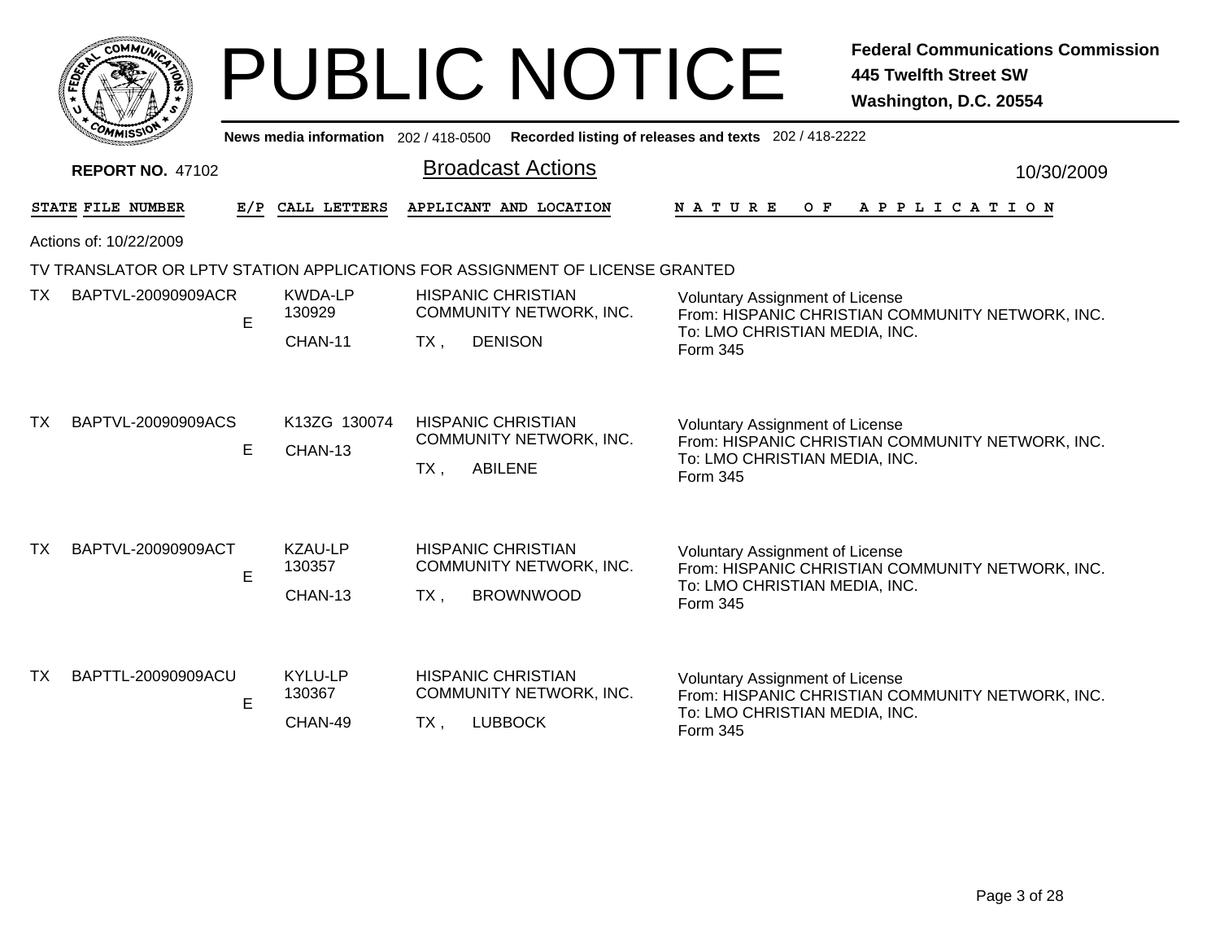# PUBLIC NOTICE

**Federal Communications Commission**
**445 Twelfth Street SW**
**Washington, D.C. 20554**

News media information 202 / 418-0500 Recorded listing of releases and texts 202 / 418-2222

**REPORT NO.** 47102

## Broadcast Actions

10/30/2009

Actions of: 10/22/2009

TV TRANSLATOR OR LPTV STATION APPLICATIONS FOR ASSIGNMENT OF LICENSE GRANTED

| STATE | FILE NUMBER | E/P | CALL LETTERS | APPLICANT AND LOCATION | NATURE OF APPLICATION |
|---|---|---|---|---|---|
| TX | BAPTVL-20090909ACR | E | KWDA-LP 130929 CHAN-11 | HISPANIC CHRISTIAN COMMUNITY NETWORK, INC. TX , DENISON | Voluntary Assignment of License From: HISPANIC CHRISTIAN COMMUNITY NETWORK, INC. To: LMO CHRISTIAN MEDIA, INC. Form 345 |
| TX | BAPTVL-20090909ACS | E | K13ZG 130074 CHAN-13 | HISPANIC CHRISTIAN COMMUNITY NETWORK, INC. TX , ABILENE | Voluntary Assignment of License From: HISPANIC CHRISTIAN COMMUNITY NETWORK, INC. To: LMO CHRISTIAN MEDIA, INC. Form 345 |
| TX | BAPTVL-20090909ACT | E | KZAU-LP 130357 CHAN-13 | HISPANIC CHRISTIAN COMMUNITY NETWORK, INC. TX , BROWNWOOD | Voluntary Assignment of License From: HISPANIC CHRISTIAN COMMUNITY NETWORK, INC. To: LMO CHRISTIAN MEDIA, INC. Form 345 |
| TX | BAPTTL-20090909ACU | E | KYLU-LP 130367 CHAN-49 | HISPANIC CHRISTIAN COMMUNITY NETWORK, INC. TX , LUBBOCK | Voluntary Assignment of License From: HISPANIC CHRISTIAN COMMUNITY NETWORK, INC. To: LMO CHRISTIAN MEDIA, INC. Form 345 |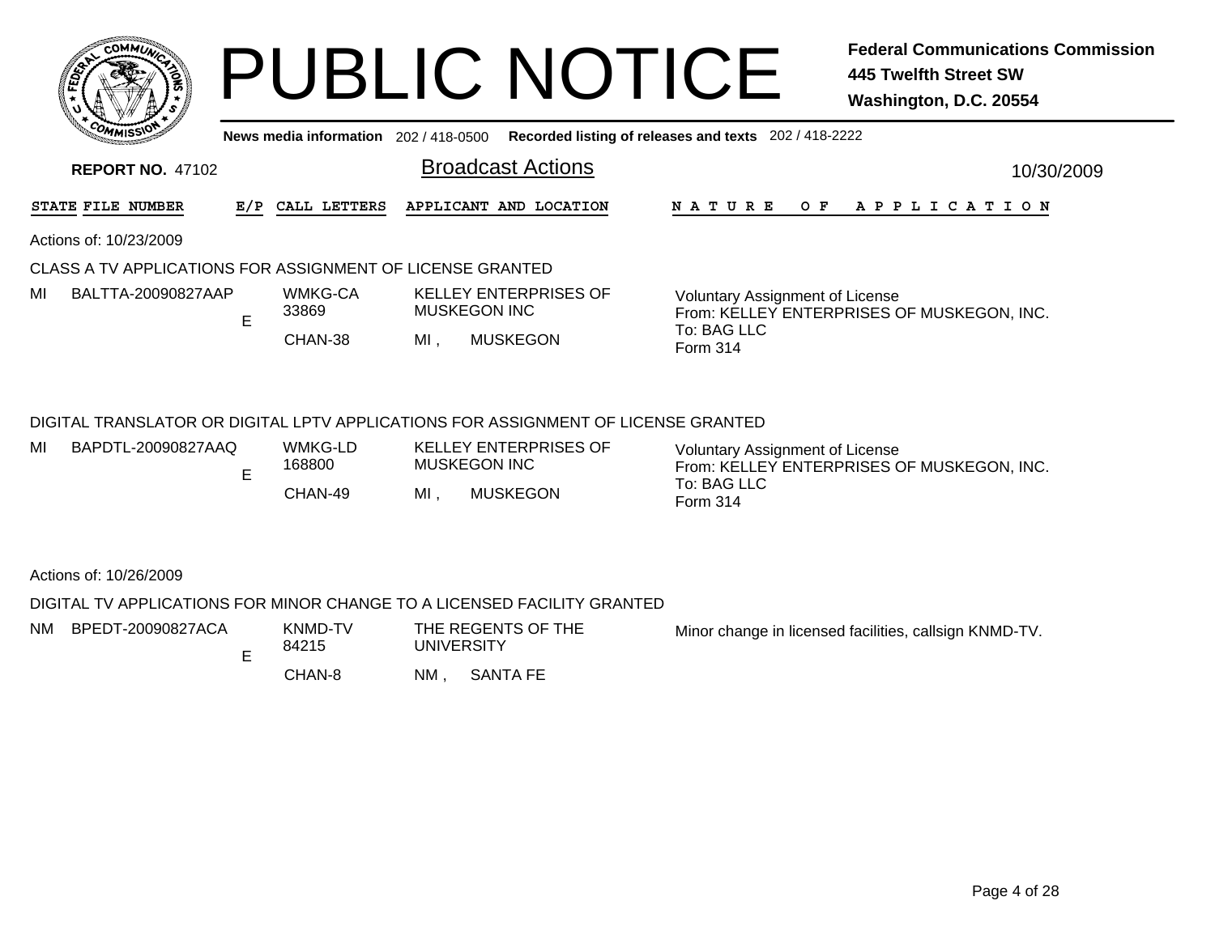# PUBLIC NOTICE

**Federal Communications Commission**
**445 Twelfth Street SW**
**Washington, D.C. 20554**

News media information 202 / 418-0500 Recorded listing of releases and texts 202 / 418-2222

**REPORT NO.** 47102

## Broadcast Actions

10/30/2009

| STATE | FILE NUMBER | E/P | CALL LETTERS | APPLICANT AND LOCATION | NATURE OF APPLICATION |
|---|---|---|---|---|---|

Actions of: 10/23/2009

CLASS A TV APPLICATIONS FOR ASSIGNMENT OF LICENSE GRANTED

| STATE | FILE NUMBER | E/P | CALL LETTERS | APPLICANT AND LOCATION | NATURE OF APPLICATION |
|---|---|---|---|---|---|
| MI | BALTTA-20090827AAP | E | WMKG-CA 33869 CHAN-38 | KELLEY ENTERPRISES OF MUSKEGON INC MI , MUSKEGON | Voluntary Assignment of License From: KELLEY ENTERPRISES OF MUSKEGON, INC. To: BAG LLC Form 314 |

DIGITAL TRANSLATOR OR DIGITAL LPTV APPLICATIONS FOR ASSIGNMENT OF LICENSE GRANTED

| STATE | FILE NUMBER | E/P | CALL LETTERS | APPLICANT AND LOCATION | NATURE OF APPLICATION |
|---|---|---|---|---|---|
| MI | BAPDTL-20090827AAQ | E | WMKG-LD 168800 CHAN-49 | KELLEY ENTERPRISES OF MUSKEGON INC MI , MUSKEGON | Voluntary Assignment of License From: KELLEY ENTERPRISES OF MUSKEGON, INC. To: BAG LLC Form 314 |

Actions of: 10/26/2009

DIGITAL TV APPLICATIONS FOR MINOR CHANGE TO A LICENSED FACILITY GRANTED

| STATE | FILE NUMBER | E/P | CALL LETTERS | APPLICANT AND LOCATION | NATURE OF APPLICATION |
|---|---|---|---|---|---|
| NM | BPEDT-20090827ACA | E | KNMD-TV 84215 CHAN-8 | THE REGENTS OF THE UNIVERSITY NM , SANTA FE | Minor change in licensed facilities, callsign KNMD-TV. |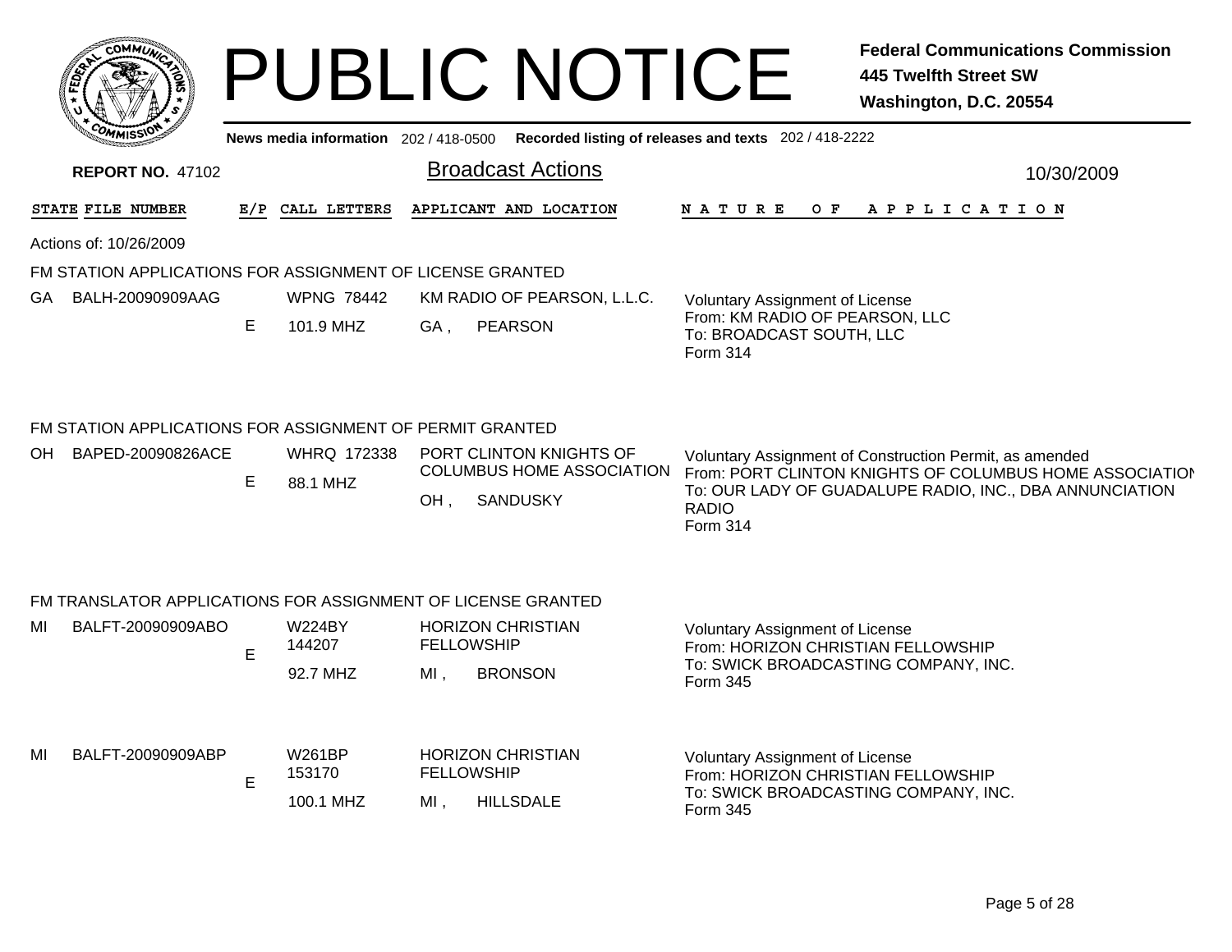# PUBLIC NOTICE

**Federal Communications Commission**
**445 Twelfth Street SW**
**Washington, D.C. 20554**

News media information 202 / 418-0500 Recorded listing of releases and texts 202 / 418-2222

**REPORT NO.** 47102

## Broadcast Actions

10/30/2009

Actions of: 10/26/2009

### FM STATION APPLICATIONS FOR ASSIGNMENT OF LICENSE GRANTED

| STATE | FILE NUMBER | E/P | CALL LETTERS | APPLICANT AND LOCATION | NATURE OF APPLICATION |
|---|---|---|---|---|---|
| GA | BALH-20090909AAG | E | WPNG 78442<br>101.9 MHZ | KM RADIO OF PEARSON, L.L.C.<br>GA , PEARSON | Voluntary Assignment of License<br>From: KM RADIO OF PEARSON, LLC<br>To: BROADCAST SOUTH, LLC<br>Form 314 |

### FM STATION APPLICATIONS FOR ASSIGNMENT OF PERMIT GRANTED

| STATE | FILE NUMBER | E/P | CALL LETTERS | APPLICANT AND LOCATION | NATURE OF APPLICATION |
|---|---|---|---|---|---|
| OH | BAPED-20090826ACE | E | WHRQ 172338<br>88.1 MHZ | PORT CLINTON KNIGHTS OF COLUMBUS HOME ASSOCIATION<br>OH , SANDUSKY | Voluntary Assignment of Construction Permit, as amended<br>From: PORT CLINTON KNIGHTS OF COLUMBUS HOME ASSOCIATION<br>To: OUR LADY OF GUADALUPE RADIO, INC., DBA ANNUNCIATION RADIO<br>Form 314 |

### FM TRANSLATOR APPLICATIONS FOR ASSIGNMENT OF LICENSE GRANTED

| STATE | FILE NUMBER | E/P | CALL LETTERS | APPLICANT AND LOCATION | NATURE OF APPLICATION |
|---|---|---|---|---|---|
| MI | BALFT-20090909ABO | E | W224BY 144207<br>92.7 MHZ | HORIZON CHRISTIAN FELLOWSHIP<br>MI , BRONSON | Voluntary Assignment of License<br>From: HORIZON CHRISTIAN FELLOWSHIP<br>To: SWICK BROADCASTING COMPANY, INC.<br>Form 345 |
| MI | BALFT-20090909ABP | E | W261BP 153170<br>100.1 MHZ | HORIZON CHRISTIAN FELLOWSHIP<br>MI , HILLSDALE | Voluntary Assignment of License<br>From: HORIZON CHRISTIAN FELLOWSHIP<br>To: SWICK BROADCASTING COMPANY, INC.<br>Form 345 |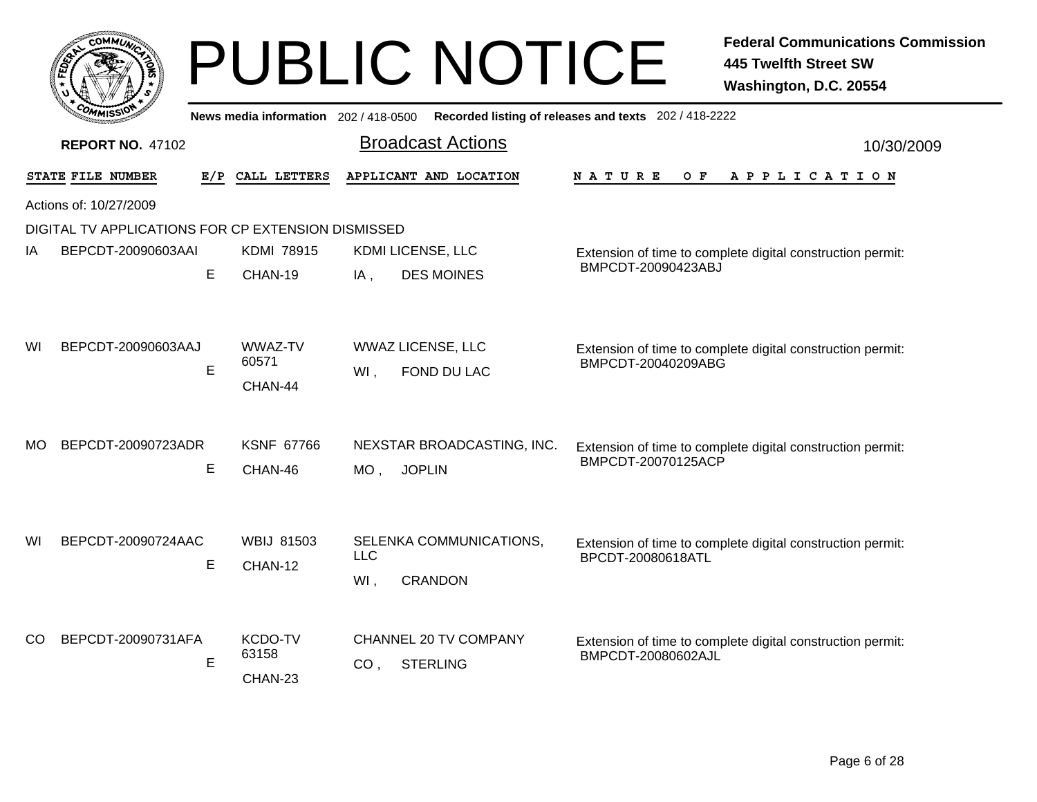# PUBLIC NOTICE

**Federal Communications Commission**
**445 Twelfth Street SW**
**Washington, D.C. 20554**

**News media information** 202 / 418-0500 **Recorded listing of releases and texts** 202 / 418-2222

**REPORT NO.** 47102

## Broadcast Actions

10/30/2009

Actions of: 10/27/2009

DIGITAL TV APPLICATIONS FOR CP EXTENSION DISMISSED

| STATE | FILE NUMBER | E/P | CALL LETTERS | APPLICANT AND LOCATION | NATURE OF APPLICATION |
|---|---|---|---|---|---|
| IA | BEPCDT-20090603AAI | E | KDMI 78915 CHAN-19 | KDMI LICENSE, LLC IA , DES MOINES | Extension of time to complete digital construction permit: BMPCDT-20090423ABJ |
| WI | BEPCDT-20090603AAJ | E | WWAZ-TV 60571 CHAN-44 | WWAZ LICENSE, LLC WI , FOND DU LAC | Extension of time to complete digital construction permit: BMPCDT-20040209ABG |
| MO | BEPCDT-20090723ADR | E | KSNF 67766 CHAN-46 | NEXSTAR BROADCASTING, INC. MO , JOPLIN | Extension of time to complete digital construction permit: BMPCDT-20070125ACP |
| WI | BEPCDT-20090724AAC | E | WBIJ 81503 CHAN-12 | SELENKA COMMUNICATIONS, LLC WI , CRANDON | Extension of time to complete digital construction permit: BPCDT-20080618ATL |
| CO | BEPCDT-20090731AFA | E | KCDO-TV 63158 CHAN-23 | CHANNEL 20 TV COMPANY CO , STERLING | Extension of time to complete digital construction permit: BMPCDT-20080602AJL |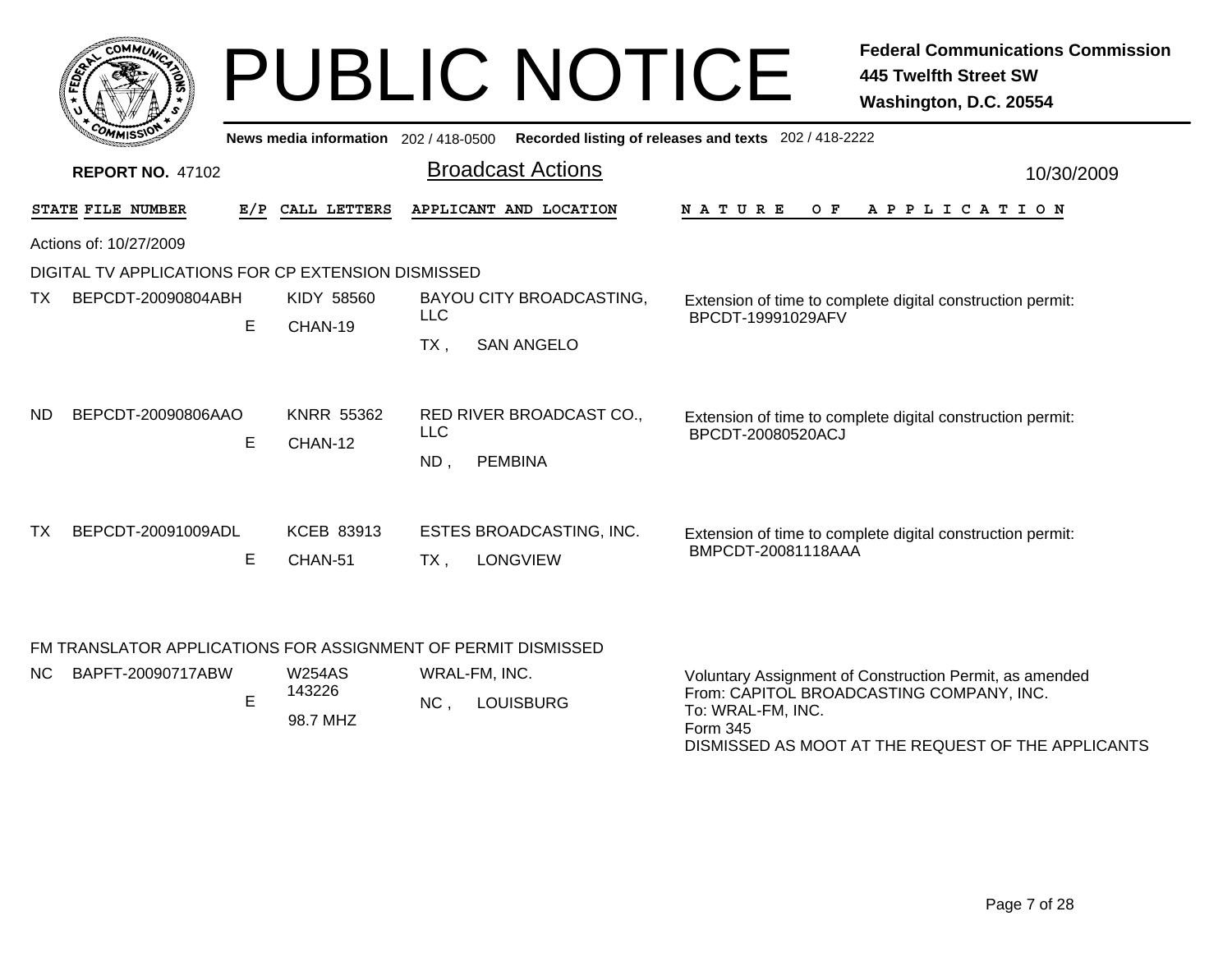# PUBLIC NOTICE

**Federal Communications Commission**
**445 Twelfth Street SW**
**Washington, D.C. 20554**

News media information 202 / 418-0500 Recorded listing of releases and texts 202 / 418-2222

**REPORT NO.** 47102

## Broadcast Actions

10/30/2009

Actions of: 10/27/2009

### DIGITAL TV APPLICATIONS FOR CP EXTENSION DISMISSED

| STATE | FILE NUMBER | E/P | CALL LETTERS | APPLICANT AND LOCATION | NATURE OF APPLICATION |
|---|---|---|---|---|---|
| TX | BEPCDT-20090804ABH | E | KIDY 58560 CHAN-19 | BAYOU CITY BROADCASTING, LLC TX , SAN ANGELO | Extension of time to complete digital construction permit: BPCDT-19991029AFV |
| ND | BEPCDT-20090806AAO | E | KNRR 55362 CHAN-12 | RED RIVER BROADCAST CO., LLC ND , PEMBINA | Extension of time to complete digital construction permit: BPCDT-20080520ACJ |
| TX | BEPCDT-20091009ADL | E | KCEB 83913 CHAN-51 | ESTES BROADCASTING, INC. TX , LONGVIEW | Extension of time to complete digital construction permit: BMPCDT-20081118AAA |

### FM TRANSLATOR APPLICATIONS FOR ASSIGNMENT OF PERMIT DISMISSED

| STATE | FILE NUMBER | E/P | CALL LETTERS | APPLICANT AND LOCATION | NATURE OF APPLICATION |
|---|---|---|---|---|---|
| NC | BAPFT-20090717ABW | E | W254AS 143226 98.7 MHZ | WRAL-FM, INC. NC , LOUISBURG | Voluntary Assignment of Construction Permit, as amended From: CAPITOL BROADCASTING COMPANY, INC. To: WRAL-FM, INC. Form 345 DISMISSED AS MOOT AT THE REQUEST OF THE APPLICANTS |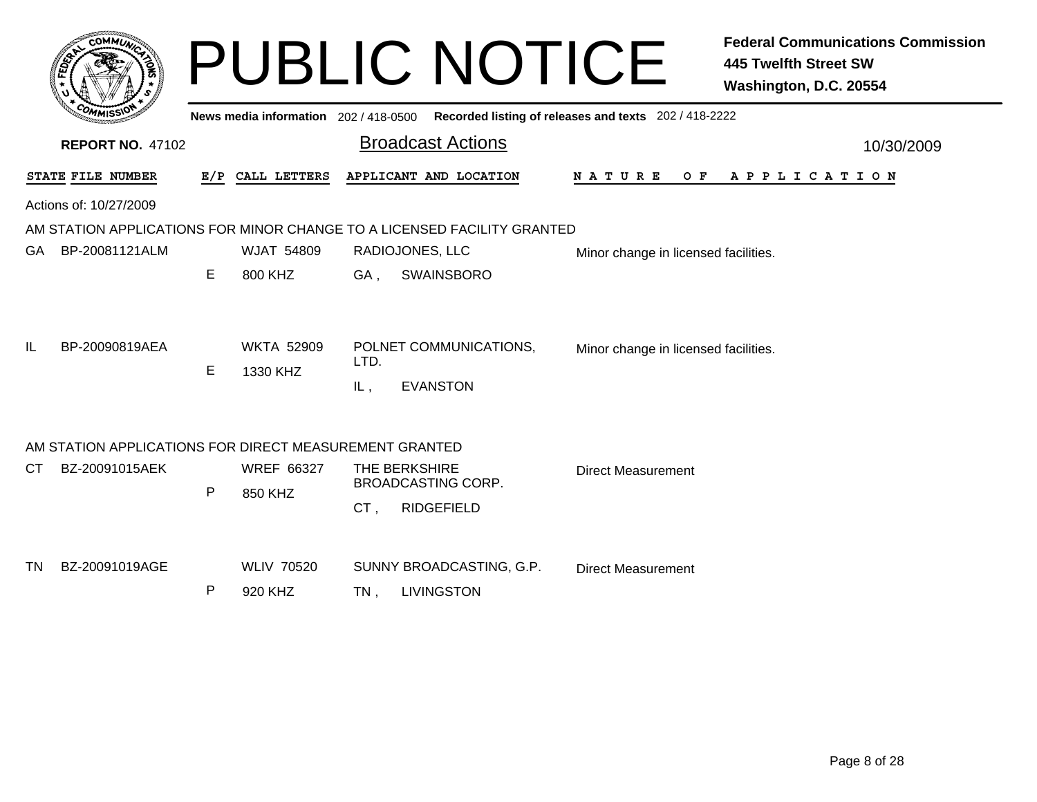# PUBLIC NOTICE

**Federal Communications Commission**
**445 Twelfth Street SW**
**Washington, D.C. 20554**

**News media information** 202 / 418-0500 **Recorded listing of releases and texts** 202 / 418-2222

**REPORT NO.** 47102

## Broadcast Actions

10/30/2009

Actions of: 10/27/2009

### AM STATION APPLICATIONS FOR MINOR CHANGE TO A LICENSED FACILITY GRANTED

| STATE | FILE NUMBER | E/P | CALL LETTERS | APPLICANT AND LOCATION | NATURE OF APPLICATION |
|---|---|---|---|---|---|
| GA | BP-20081121ALM | E | WJAT 54809<br>800 KHZ | RADIOJONES, LLC<br>GA , SWAINSBORO | Minor change in licensed facilities. |
| IL | BP-20090819AEA | E | WKTA 52909<br>1330 KHZ | POLNET COMMUNICATIONS, LTD.<br>IL , EVANSTON | Minor change in licensed facilities. |

### AM STATION APPLICATIONS FOR DIRECT MEASUREMENT GRANTED

| STATE | FILE NUMBER | E/P | CALL LETTERS | APPLICANT AND LOCATION | NATURE OF APPLICATION |
|---|---|---|---|---|---|
| CT | BZ-20091015AEK | P | WREF 66327<br>850 KHZ | THE BERKSHIRE BROADCASTING CORP.<br>CT , RIDGEFIELD | Direct Measurement |
| TN | BZ-20091019AGE | P | WLIV 70520<br>920 KHZ | SUNNY BROADCASTING, G.P.<br>TN , LIVINGSTON | Direct Measurement |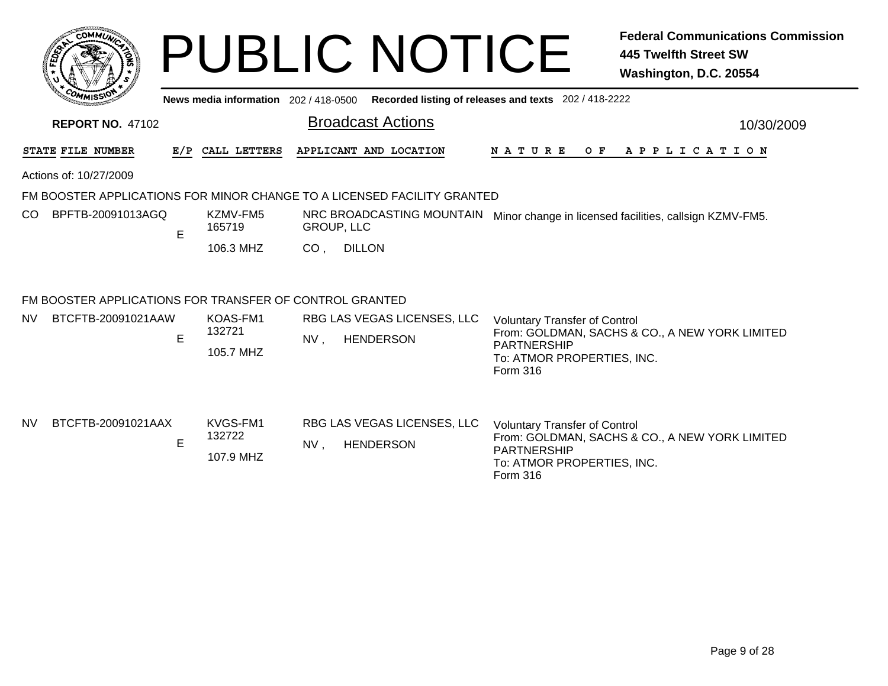# PUBLIC NOTICE

**Federal Communications Commission**
**445 Twelfth Street SW**
**Washington, D.C. 20554**

News media information 202 / 418-0500 Recorded listing of releases and texts 202 / 418-2222

**REPORT NO.** 47102

## Broadcast Actions

10/30/2009

| STATE | FILE NUMBER | E/P | CALL LETTERS | APPLICANT AND LOCATION | NATURE OF APPLICATION |
|---|---|---|---|---|---|

Actions of: 10/27/2009

### FM BOOSTER APPLICATIONS FOR MINOR CHANGE TO A LICENSED FACILITY GRANTED

| STATE | FILE NUMBER | E/P | CALL LETTERS | APPLICANT AND LOCATION | NATURE OF APPLICATION |
|---|---|---|---|---|---|
| CO | BPFTB-20091013AGQ | E | KZMV-FM5<br>165719<br>106.3 MHZ | NRC BROADCASTING MOUNTAIN GROUP, LLC<br>CO , DILLON | Minor change in licensed facilities, callsign KZMV-FM5. |

### FM BOOSTER APPLICATIONS FOR TRANSFER OF CONTROL GRANTED

| STATE | FILE NUMBER | E/P | CALL LETTERS | APPLICANT AND LOCATION | NATURE OF APPLICATION |
|---|---|---|---|---|---|
| NV | BTCFTB-20091021AAW | E | KOAS-FM1<br>132721<br>105.7 MHZ | RBG LAS VEGAS LICENSES, LLC<br>NV , HENDERSON | Voluntary Transfer of Control<br>From: GOLDMAN, SACHS & CO., A NEW YORK LIMITED PARTNERSHIP<br>To: ATMOR PROPERTIES, INC.<br>Form 316 |
| NV | BTCFTB-20091021AAX | E | KVGS-FM1<br>132722<br>107.9 MHZ | RBG LAS VEGAS LICENSES, LLC<br>NV , HENDERSON | Voluntary Transfer of Control<br>From: GOLDMAN, SACHS & CO., A NEW YORK LIMITED PARTNERSHIP<br>To: ATMOR PROPERTIES, INC.<br>Form 316 |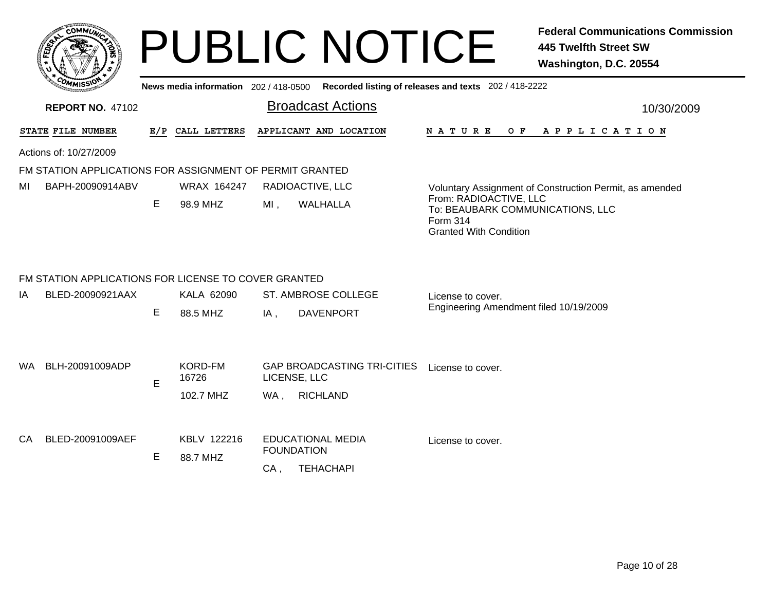# PUBLIC NOTICE

**Federal Communications Commission**
**445 Twelfth Street SW**
**Washington, D.C. 20554**

News media information 202 / 418-0500 **Recorded listing of releases and texts** 202 / 418-2222

**REPORT NO.** 47102

## Broadcast Actions

10/30/2009

Actions of: 10/27/2009

### FM STATION APPLICATIONS FOR ASSIGNMENT OF PERMIT GRANTED

| STATE | FILE NUMBER | E/P | CALL LETTERS | APPLICANT AND LOCATION | NATURE OF APPLICATION |
|---|---|---|---|---|---|
| MI | BAPH-20090914ABV | E | WRAX 164247<br>98.9 MHZ | RADIOACTIVE, LLC<br>MI , WALHALLA | Voluntary Assignment of Construction Permit, as amended<br>From: RADIOACTIVE, LLC<br>To: BEAUBARK COMMUNICATIONS, LLC<br>Form 314<br>Granted With Condition |

### FM STATION APPLICATIONS FOR LICENSE TO COVER GRANTED

| STATE | FILE NUMBER | E/P | CALL LETTERS | APPLICANT AND LOCATION | NATURE OF APPLICATION |
|---|---|---|---|---|---|
| IA | BLED-20090921AAX | E | KALA 62090<br>88.5 MHZ | ST. AMBROSE COLLEGE<br>IA , DAVENPORT | License to cover.<br>Engineering Amendment filed 10/19/2009 |
| WA | BLH-20091009ADP | E | KORD-FM 16726<br>102.7 MHZ | GAP BROADCASTING TRI-CITIES LICENSE, LLC<br>WA , RICHLAND | License to cover. |
| CA | BLED-20091009AEF | E | KBLV 122216<br>88.7 MHZ | EDUCATIONAL MEDIA FOUNDATION<br>CA , TEHACHAPI | License to cover. |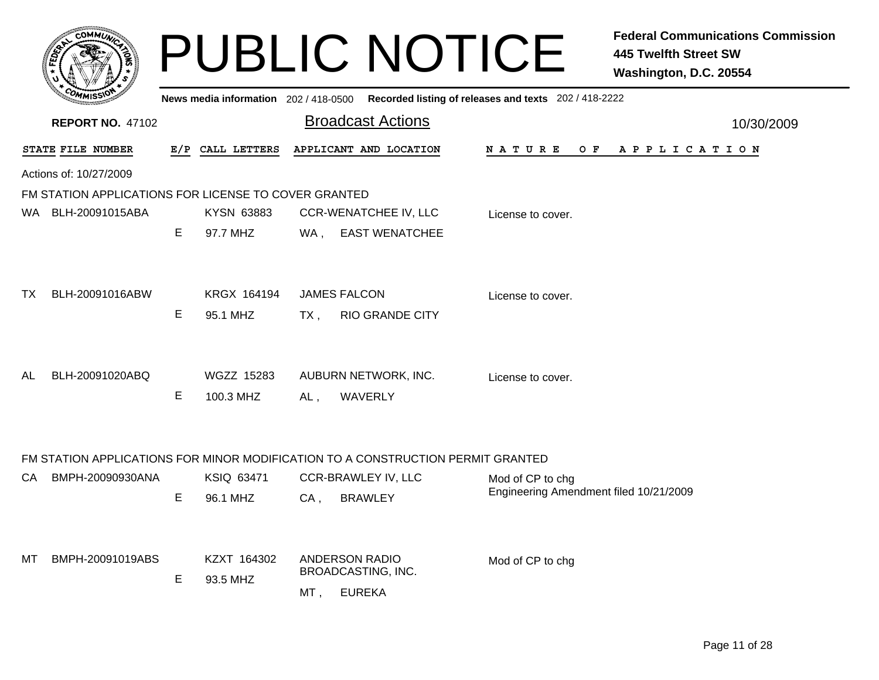# PUBLIC NOTICE

**Federal Communications Commission**
**445 Twelfth Street SW**
**Washington, D.C. 20554**

News media information 202 / 418-0500 Recorded listing of releases and texts 202 / 418-2222

**REPORT NO.** 47102

## Broadcast Actions

10/30/2009

Actions of: 10/27/2009

### FM STATION APPLICATIONS FOR LICENSE TO COVER GRANTED

| STATE | FILE NUMBER | E/P | CALL LETTERS | APPLICANT AND LOCATION | NATURE OF APPLICATION |
|---|---|---|---|---|---|
| WA | BLH-20091015ABA | E | KYSN 63883<br>97.7 MHZ | CCR-WENATCHEE IV, LLC<br>WA , EAST WENATCHEE | License to cover. |
| TX | BLH-20091016ABW | E | KRGX 164194<br>95.1 MHZ | JAMES FALCON<br>TX , RIO GRANDE CITY | License to cover. |
| AL | BLH-20091020ABQ | E | WGZZ 15283<br>100.3 MHZ | AUBURN NETWORK, INC.<br>AL , WAVERLY | License to cover. |

### FM STATION APPLICATIONS FOR MINOR MODIFICATION TO A CONSTRUCTION PERMIT GRANTED

| STATE | FILE NUMBER | E/P | CALL LETTERS | APPLICANT AND LOCATION | NATURE OF APPLICATION |
|---|---|---|---|---|---|
| CA | BMPH-20090930ANA | E | KSIQ 63471<br>96.1 MHZ | CCR-BRAWLEY IV, LLC<br>CA , BRAWLEY | Mod of CP to chg<br>Engineering Amendment filed 10/21/2009 |
| MT | BMPH-20091019ABS | E | KZXT 164302<br>93.5 MHZ | ANDERSON RADIO BROADCASTING, INC.<br>MT , EUREKA | Mod of CP to chg |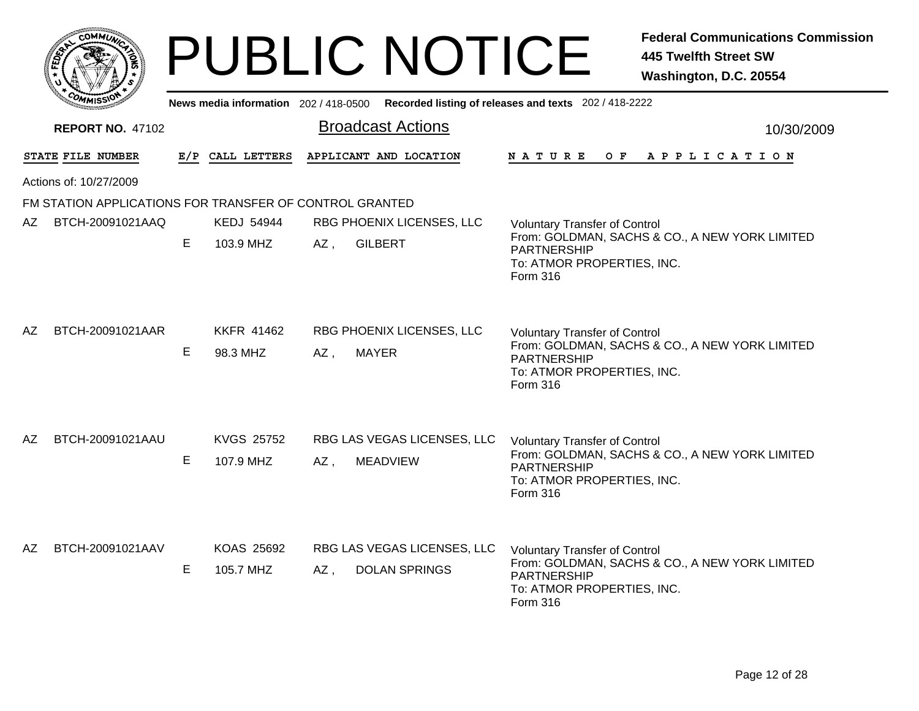# PUBLIC NOTICE

**Federal Communications Commission**
**445 Twelfth Street SW**
**Washington, D.C. 20554**

**News media information** 202 / 418-0500 **Recorded listing of releases and texts** 202 / 418-2222

**REPORT NO.** 47102

## Broadcast Actions

10/30/2009

| STATE | FILE NUMBER | E/P | CALL LETTERS | APPLICANT AND LOCATION | NATURE OF APPLICATION |
|---|---|---|---|---|---|

Actions of: 10/27/2009

FM STATION APPLICATIONS FOR TRANSFER OF CONTROL GRANTED

| STATE | FILE NUMBER | E/P | CALL LETTERS | APPLICANT AND LOCATION | NATURE OF APPLICATION |
|---|---|---|---|---|---|
| AZ | BTCH-20091021AAQ | E | KEDJ 54944<br>103.9 MHZ | RBG PHOENIX LICENSES, LLC<br>AZ , GILBERT | Voluntary Transfer of Control<br>From: GOLDMAN, SACHS & CO., A NEW YORK LIMITED PARTNERSHIP<br>To: ATMOR PROPERTIES, INC.<br>Form 316 |
| AZ | BTCH-20091021AAR | E | KKFR 41462<br>98.3 MHZ | RBG PHOENIX LICENSES, LLC<br>AZ , MAYER | Voluntary Transfer of Control<br>From: GOLDMAN, SACHS & CO., A NEW YORK LIMITED PARTNERSHIP<br>To: ATMOR PROPERTIES, INC.<br>Form 316 |
| AZ | BTCH-20091021AAU | E | KVGS 25752<br>107.9 MHZ | RBG LAS VEGAS LICENSES, LLC<br>AZ , MEADVIEW | Voluntary Transfer of Control<br>From: GOLDMAN, SACHS & CO., A NEW YORK LIMITED PARTNERSHIP<br>To: ATMOR PROPERTIES, INC.<br>Form 316 |
| AZ | BTCH-20091021AAV | E | KOAS 25692<br>105.7 MHZ | RBG LAS VEGAS LICENSES, LLC<br>AZ , DOLAN SPRINGS | Voluntary Transfer of Control<br>From: GOLDMAN, SACHS & CO., A NEW YORK LIMITED PARTNERSHIP<br>To: ATMOR PROPERTIES, INC.<br>Form 316 |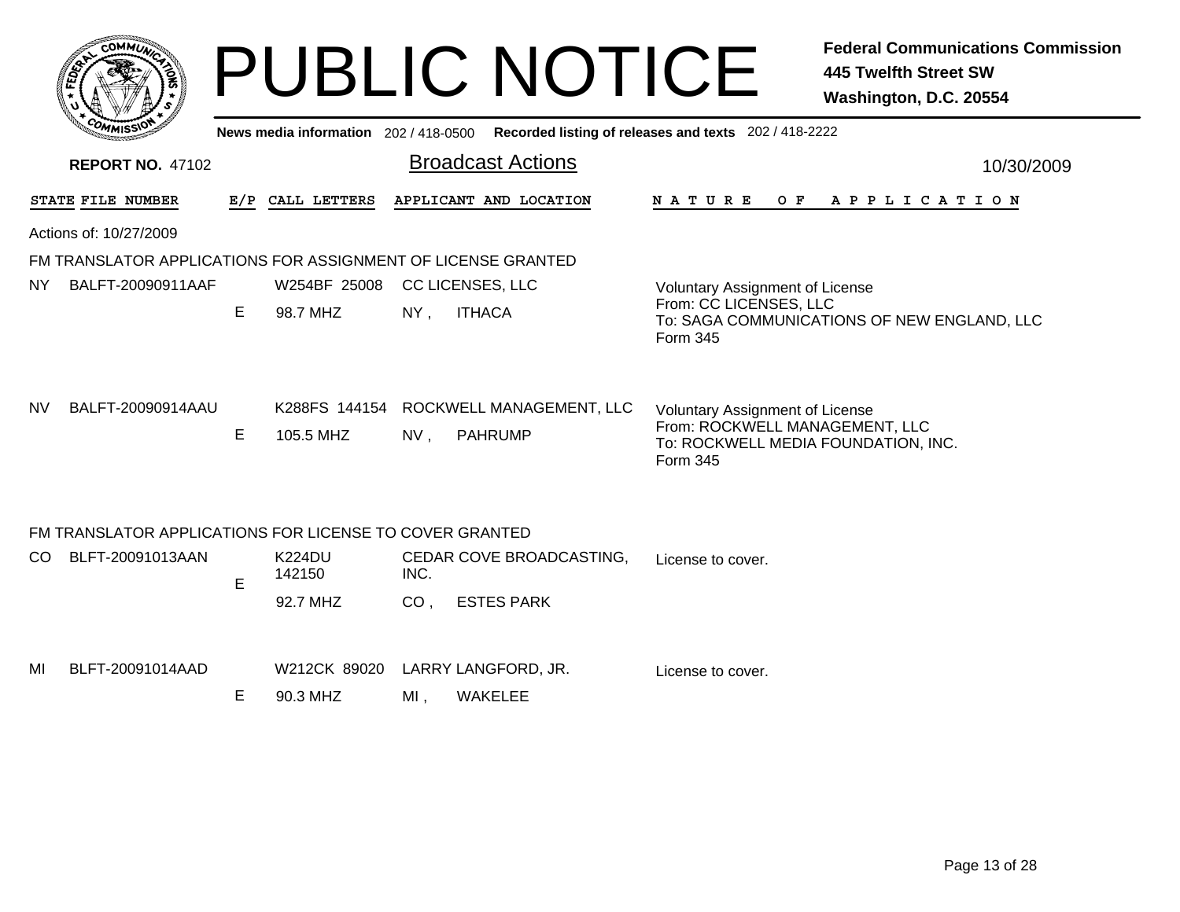# PUBLIC NOTICE

**Federal Communications Commission**
**445 Twelfth Street SW**
**Washington, D.C. 20554**

**News media information** 202 / 418-0500 **Recorded listing of releases and texts** 202 / 418-2222

**REPORT NO.** 47102

## Broadcast Actions

10/30/2009

| STATE | FILE NUMBER | E/P | CALL LETTERS | APPLICANT AND LOCATION | NATURE OF APPLICATION |
|---|---|---|---|---|---|

Actions of: 10/27/2009

### FM TRANSLATOR APPLICATIONS FOR ASSIGNMENT OF LICENSE GRANTED

| STATE | FILE NUMBER | E/P | CALL LETTERS | APPLICANT AND LOCATION | NATURE OF APPLICATION |
|---|---|---|---|---|---|
| NY | BALFT-20090911AAF | E | W254BF 25008<br>98.7 MHZ | CC LICENSES, LLC<br>NY , ITHACA | Voluntary Assignment of License<br>From: CC LICENSES, LLC<br>To: SAGA COMMUNICATIONS OF NEW ENGLAND, LLC<br>Form 345 |
| NV | BALFT-20090914AAU | E | K288FS 144154<br>105.5 MHZ | ROCKWELL MANAGEMENT, LLC<br>NV , PAHRUMP | Voluntary Assignment of License<br>From: ROCKWELL MANAGEMENT, LLC<br>To: ROCKWELL MEDIA FOUNDATION, INC.<br>Form 345 |

### FM TRANSLATOR APPLICATIONS FOR LICENSE TO COVER GRANTED

| STATE | FILE NUMBER | E/P | CALL LETTERS | APPLICANT AND LOCATION | NATURE OF APPLICATION |
|---|---|---|---|---|---|
| CO | BLFT-20091013AAN | E | K224DU 142150<br>92.7 MHZ | CEDAR COVE BROADCASTING, INC.<br>CO , ESTES PARK | License to cover. |
| MI | BLFT-20091014AAD | E | W212CK 89020<br>90.3 MHZ | LARRY LANGFORD, JR.<br>MI , WAKELEE | License to cover. |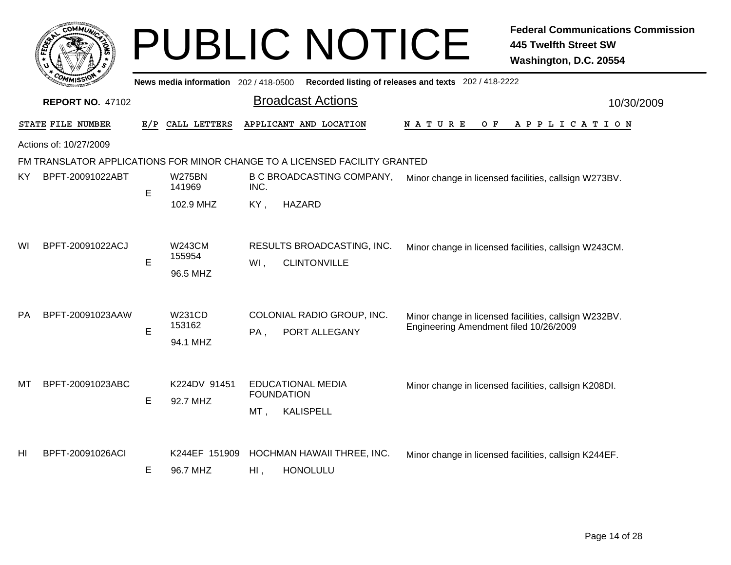# PUBLIC NOTICE

**Federal Communications Commission**
**445 Twelfth Street SW**
**Washington, D.C. 20554**

**News media information** 202 / 418-0500 **Recorded listing of releases and texts** 202 / 418-2222

**REPORT NO.** 47102

## Broadcast Actions

10/30/2009

Actions of: 10/27/2009

### FM TRANSLATOR APPLICATIONS FOR MINOR CHANGE TO A LICENSED FACILITY GRANTED

| STATE | FILE NUMBER | E/P | CALL LETTERS | APPLICANT AND LOCATION | NATURE OF APPLICATION |
|---|---|---|---|---|---|
| KY | BPFT-20091022ABT | E | W275BN 141969 102.9 MHZ | B C BROADCASTING COMPANY, INC. KY , HAZARD | Minor change in licensed facilities, callsign W273BV. |
| WI | BPFT-20091022ACJ | E | W243CM 155954 96.5 MHZ | RESULTS BROADCASTING, INC. WI , CLINTONVILLE | Minor change in licensed facilities, callsign W243CM. |
| PA | BPFT-20091023AAW | E | W231CD 153162 94.1 MHZ | COLONIAL RADIO GROUP, INC. PA , PORT ALLEGANY | Minor change in licensed facilities, callsign W232BV. Engineering Amendment filed 10/26/2009 |
| MT | BPFT-20091023ABC | E | K224DV 91451 92.7 MHZ | EDUCATIONAL MEDIA FOUNDATION MT , KALISPELL | Minor change in licensed facilities, callsign K208DI. |
| HI | BPFT-20091026ACI | E | K244EF 151909 96.7 MHZ | HOCHMAN HAWAII THREE, INC. HI , HONOLULU | Minor change in licensed facilities, callsign K244EF. |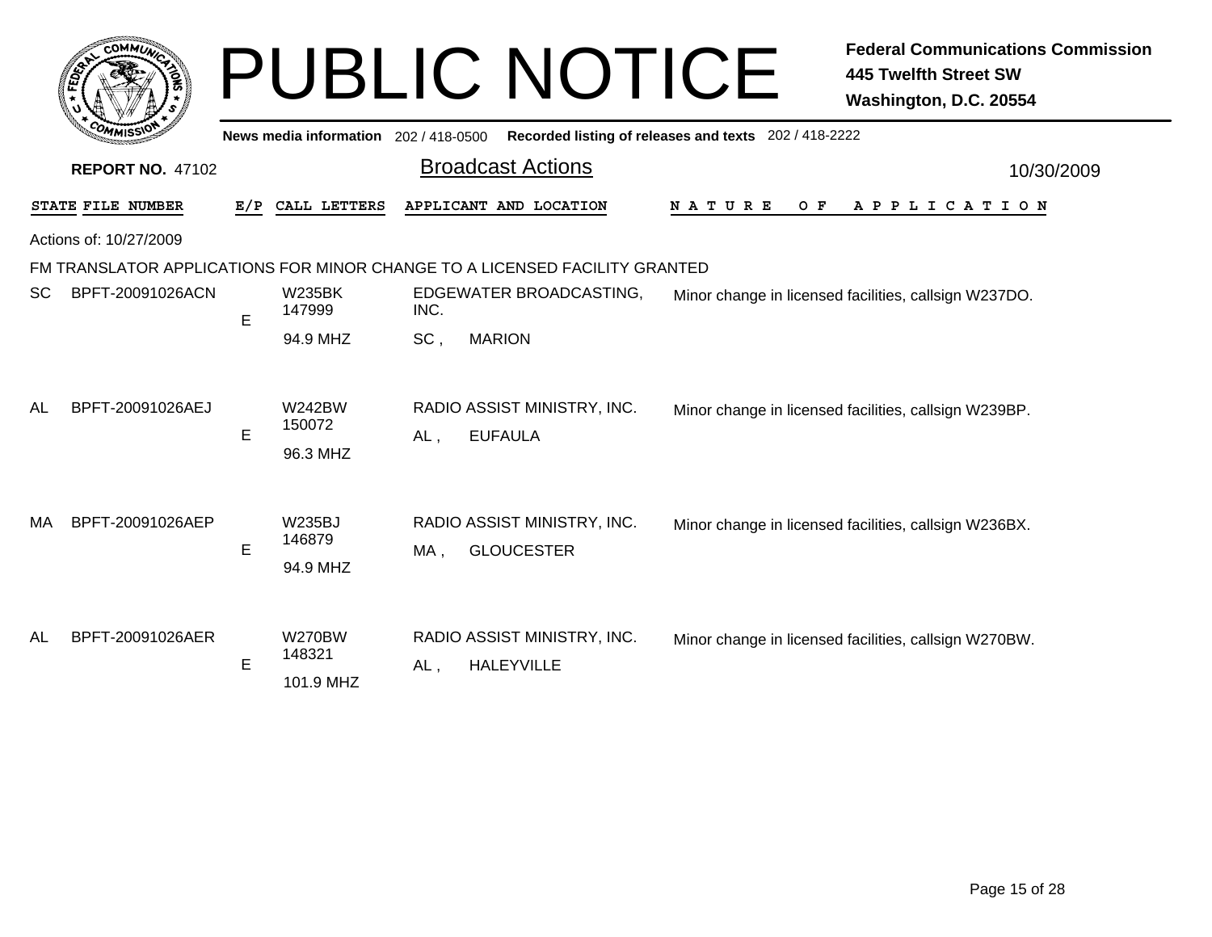# PUBLIC NOTICE

**Federal Communications Commission**
**445 Twelfth Street SW**
**Washington, D.C. 20554**

**News media information** 202 / 418-0500 **Recorded listing of releases and texts** 202 / 418-2222

**REPORT NO.** 47102

## Broadcast Actions

10/30/2009

Actions of: 10/27/2009

### FM TRANSLATOR APPLICATIONS FOR MINOR CHANGE TO A LICENSED FACILITY GRANTED

| STATE | FILE NUMBER | E/P | CALL LETTERS | APPLICANT AND LOCATION | NATURE OF APPLICATION |
|---|---|---|---|---|---|
| SC | BPFT-20091026ACN | E | W235BK 147999 94.9 MHZ | EDGEWATER BROADCASTING, INC. SC , MARION | Minor change in licensed facilities, callsign W237DO. |
| AL | BPFT-20091026AEJ | E | W242BW 150072 96.3 MHZ | RADIO ASSIST MINISTRY, INC. AL , EUFAULA | Minor change in licensed facilities, callsign W239BP. |
| MA | BPFT-20091026AEP | E | W235BJ 146879 94.9 MHZ | RADIO ASSIST MINISTRY, INC. MA , GLOUCESTER | Minor change in licensed facilities, callsign W236BX. |
| AL | BPFT-20091026AER | E | W270BW 148321 101.9 MHZ | RADIO ASSIST MINISTRY, INC. AL , HALEYVILLE | Minor change in licensed facilities, callsign W270BW. |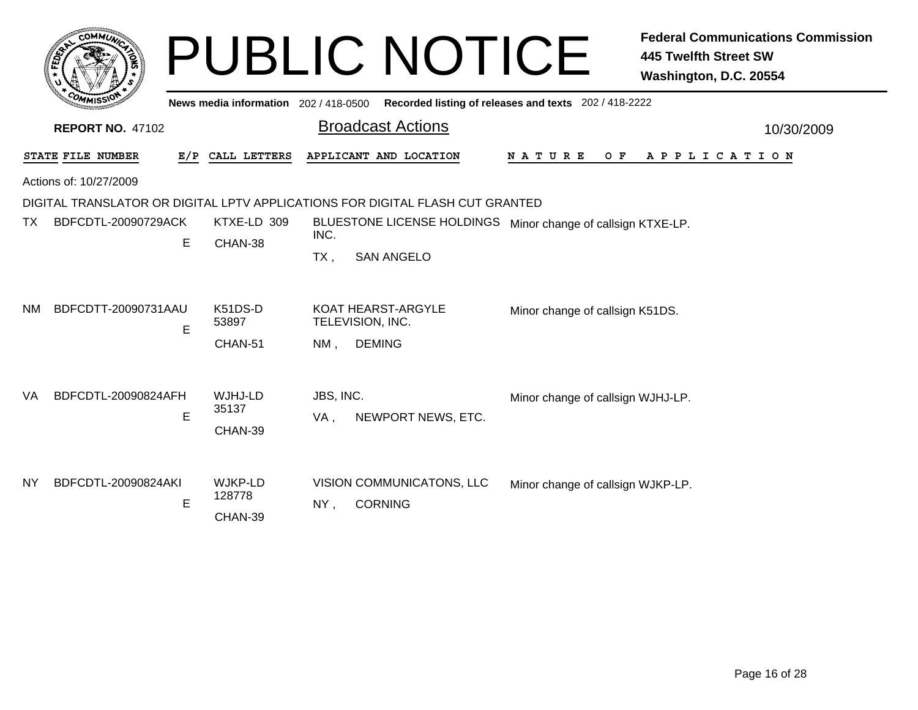# PUBLIC NOTICE

**Federal Communications Commission**
**445 Twelfth Street SW**
**Washington, D.C. 20554**

**News media information** 202 / 418-0500 **Recorded listing of releases and texts** 202 / 418-2222

**REPORT NO.** 47102

## Broadcast Actions

10/30/2009

Actions of: 10/27/2009

DIGITAL TRANSLATOR OR DIGITAL LPTV APPLICATIONS FOR DIGITAL FLASH CUT GRANTED

| STATE | FILE NUMBER | E/P | CALL LETTERS | APPLICANT AND LOCATION | NATURE OF APPLICATION |
|---|---|---|---|---|---|
| TX | BDFCDTL-20090729ACK | E | KTXE-LD 309 CHAN-38 | BLUESTONE LICENSE HOLDINGS INC. TX , SAN ANGELO | Minor change of callsign KTXE-LP. |
| NM | BDFCDTT-20090731AAU | E | K51DS-D 53897 CHAN-51 | KOAT HEARST-ARGYLE TELEVISION, INC. NM , DEMING | Minor change of callsign K51DS. |
| VA | BDFCDTL-20090824AFH | E | WJHJ-LD 35137 CHAN-39 | JBS, INC. VA , NEWPORT NEWS, ETC. | Minor change of callsign WJHJ-LP. |
| NY | BDFCDTL-20090824AKI | E | WJKP-LD 128778 CHAN-39 | VISION COMMUNICATONS, LLC NY , CORNING | Minor change of callsign WJKP-LP. |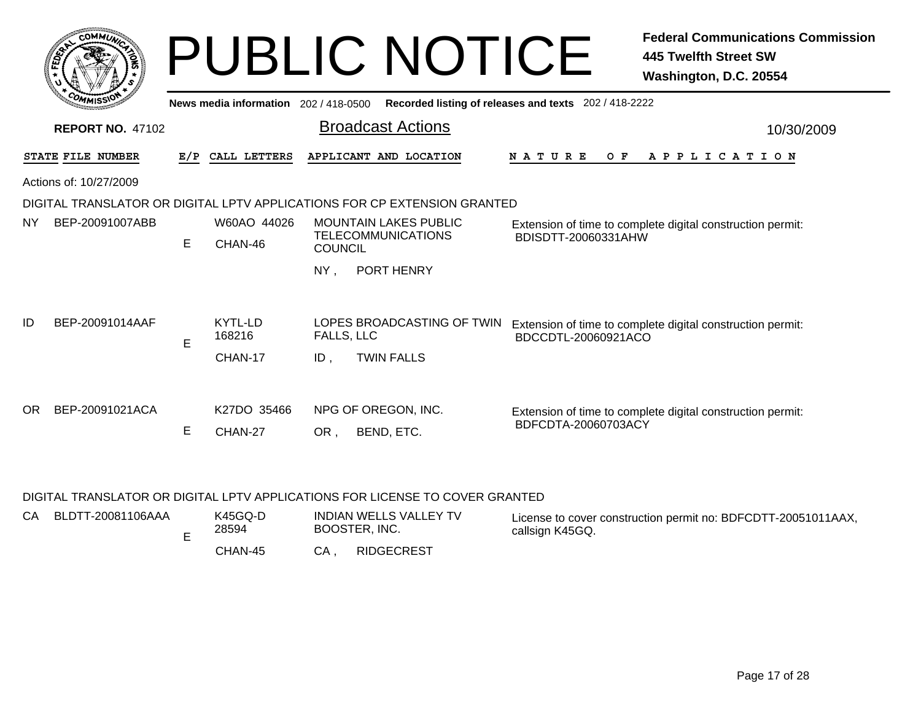# PUBLIC NOTICE

**Federal Communications Commission**
**445 Twelfth Street SW**
**Washington, D.C. 20554**

News media information 202 / 418-0500 Recorded listing of releases and texts 202 / 418-2222

**REPORT NO.** 47102

## Broadcast Actions

10/30/2009

Actions of: 10/27/2009

DIGITAL TRANSLATOR OR DIGITAL LPTV APPLICATIONS FOR CP EXTENSION GRANTED

| STATE | FILE NUMBER | E/P | CALL LETTERS | APPLICANT AND LOCATION | NATURE OF APPLICATION |
|---|---|---|---|---|---|
| NY | BEP-20091007ABB | E | W60AO 44026 CHAN-46 | MOUNTAIN LAKES PUBLIC TELECOMMUNICATIONS COUNCIL NY , PORT HENRY | Extension of time to complete digital construction permit: BDISDTT-20060331AHW |
| ID | BEP-20091014AAF | E | KYTL-LD 168216 CHAN-17 | LOPES BROADCASTING OF TWIN FALLS, LLC ID , TWIN FALLS | Extension of time to complete digital construction permit: BDCCDTL-20060921ACO |
| OR | BEP-20091021ACA | E | K27DO 35466 CHAN-27 | NPG OF OREGON, INC. OR , BEND, ETC. | Extension of time to complete digital construction permit: BDFCDTA-20060703ACY |

DIGITAL TRANSLATOR OR DIGITAL LPTV APPLICATIONS FOR LICENSE TO COVER GRANTED

| STATE | FILE NUMBER | E/P | CALL LETTERS | APPLICANT AND LOCATION | NATURE OF APPLICATION |
|---|---|---|---|---|---|
| CA | BLDTT-20081106AAA | E | K45GQ-D 28594 CHAN-45 | INDIAN WELLS VALLEY TV BOOSTER, INC. CA , RIDGECREST | License to cover construction permit no: BDFCDTT-20051011AAX, callsign K45GQ. |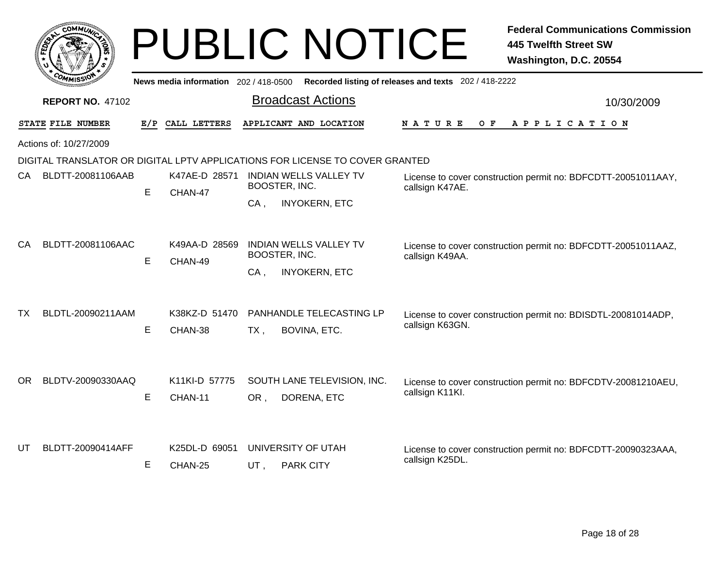# PUBLIC NOTICE

**Federal Communications Commission**
**445 Twelfth Street SW**
**Washington, D.C. 20554**

News media information 202 / 418-0500 Recorded listing of releases and texts 202 / 418-2222

**REPORT NO. 47102**

## Broadcast Actions

10/30/2009

Actions of: 10/27/2009

DIGITAL TRANSLATOR OR DIGITAL LPTV APPLICATIONS FOR LICENSE TO COVER GRANTED

| STATE | FILE NUMBER | E/P | CALL LETTERS | APPLICANT AND LOCATION | NATURE OF APPLICATION |
|---|---|---|---|---|---|
| CA | BLDTT-20081106AAB | E | K47AE-D 28571 CHAN-47 | INDIAN WELLS VALLEY TV BOOSTER, INC. CA , INYOKERN, ETC | License to cover construction permit no: BDFCDTT-20051011AAY, callsign K47AE. |
| CA | BLDTT-20081106AAC | E | K49AA-D 28569 CHAN-49 | INDIAN WELLS VALLEY TV BOOSTER, INC. CA , INYOKERN, ETC | License to cover construction permit no: BDFCDTT-20051011AAZ, callsign K49AA. |
| TX | BLDTL-20090211AAM | E | K38KZ-D 51470 CHAN-38 | PANHANDLE TELECASTING LP TX , BOVINA, ETC. | License to cover construction permit no: BDISDTL-20081014ADP, callsign K63GN. |
| OR | BLDTV-20090330AAQ | E | K11KI-D 57775 CHAN-11 | SOUTH LANE TELEVISION, INC. OR , DORENA, ETC | License to cover construction permit no: BDFCDTV-20081210AEU, callsign K11KI. |
| UT | BLDTT-20090414AFF | E | K25DL-D 69051 CHAN-25 | UNIVERSITY OF UTAH UT , PARK CITY | License to cover construction permit no: BDFCDTT-20090323AAA, callsign K25DL. |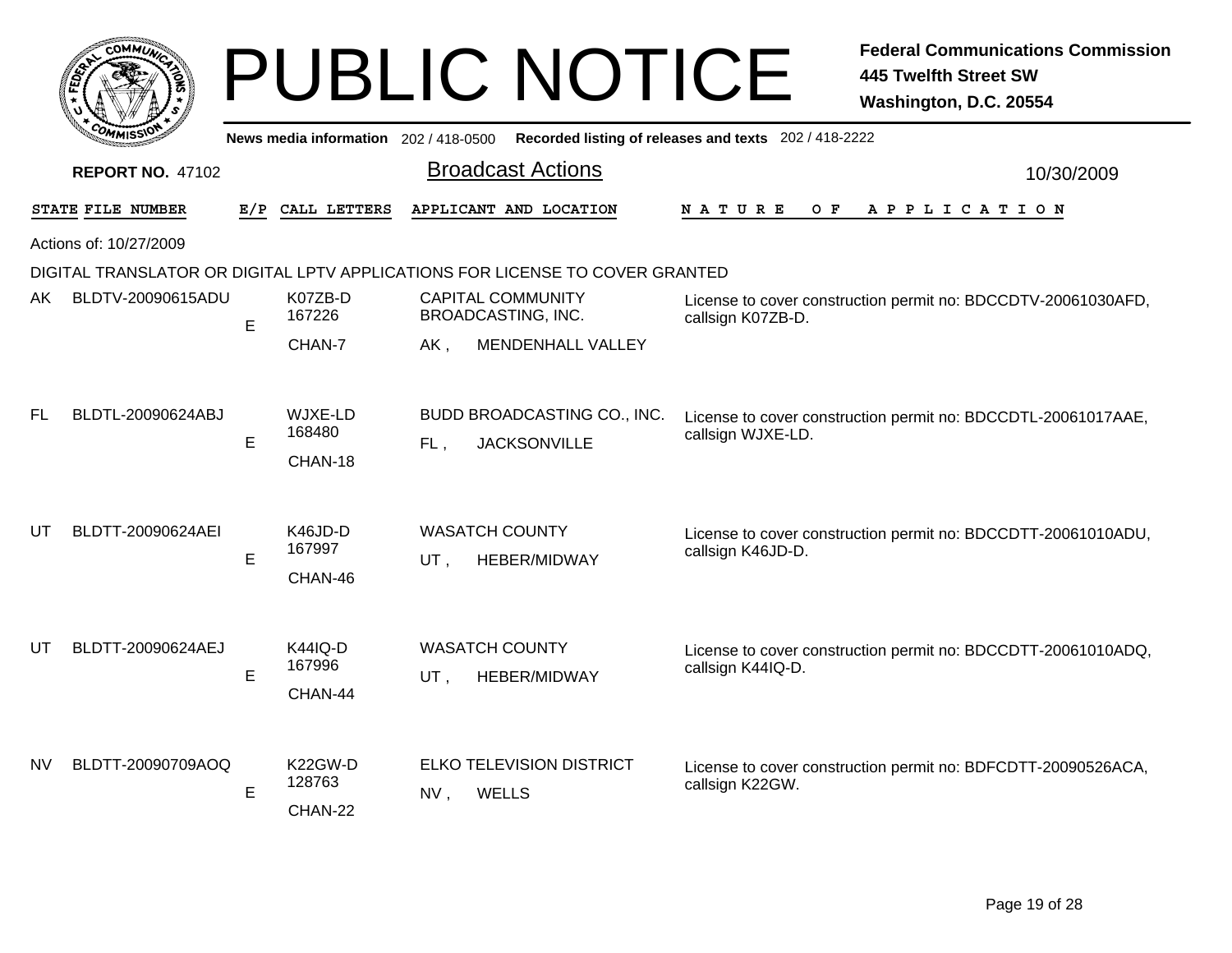# PUBLIC NOTICE

**Federal Communications Commission**
**445 Twelfth Street SW**
**Washington, D.C. 20554**

News media information 202 / 418-0500 Recorded listing of releases and texts 202 / 418-2222

**REPORT NO.** 47102

## Broadcast Actions

10/30/2009

Actions of: 10/27/2009

DIGITAL TRANSLATOR OR DIGITAL LPTV APPLICATIONS FOR LICENSE TO COVER GRANTED

| STATE | FILE NUMBER | E/P | CALL LETTERS | APPLICANT AND LOCATION | NATURE OF APPLICATION |
|---|---|---|---|---|---|
| AK | BLDTV-20090615ADU | E | K07ZB-D 167226 CHAN-7 | CAPITAL COMMUNITY BROADCASTING, INC. AK , MENDENHALL VALLEY | License to cover construction permit no: BDCCDTV-20061030AFD, callsign K07ZB-D. |
| FL | BLDTL-20090624ABJ | E | WJXE-LD 168480 CHAN-18 | BUDD BROADCASTING CO., INC. FL , JACKSONVILLE | License to cover construction permit no: BDCCDTL-20061017AAE, callsign WJXE-LD. |
| UT | BLDTT-20090624AEI | E | K46JD-D 167997 CHAN-46 | WASATCH COUNTY UT , HEBER/MIDWAY | License to cover construction permit no: BDCCDTT-20061010ADU, callsign K46JD-D. |
| UT | BLDTT-20090624AEJ | E | K44IQ-D 167996 CHAN-44 | WASATCH COUNTY UT , HEBER/MIDWAY | License to cover construction permit no: BDCCDTT-20061010ADQ, callsign K44IQ-D. |
| NV | BLDTT-20090709AOQ | E | K22GW-D 128763 CHAN-22 | ELKO TELEVISION DISTRICT NV , WELLS | License to cover construction permit no: BDFCDTT-20090526ACA, callsign K22GW. |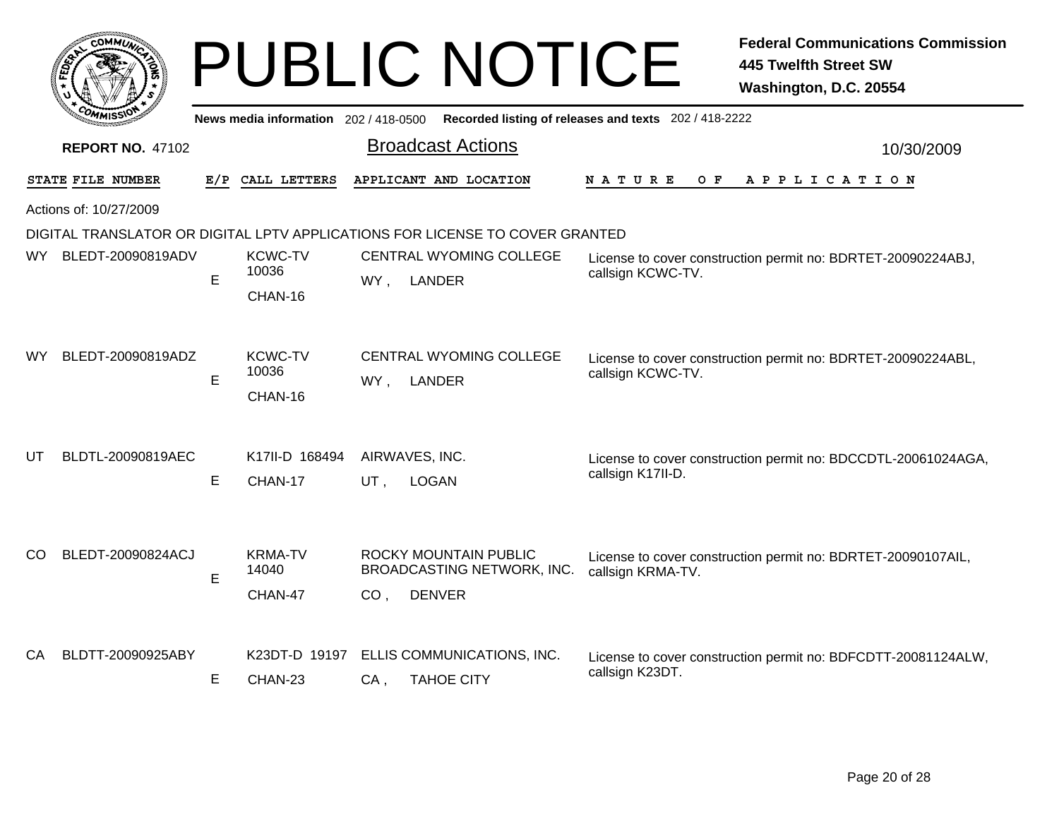# PUBLIC NOTICE

**Federal Communications Commission**
**445 Twelfth Street SW**
**Washington, D.C. 20554**

**News media information** 202 / 418-0500 **Recorded listing of releases and texts** 202 / 418-2222

**REPORT NO.** 47102

## Broadcast Actions

10/30/2009

Actions of: 10/27/2009

DIGITAL TRANSLATOR OR DIGITAL LPTV APPLICATIONS FOR LICENSE TO COVER GRANTED

| STATE | FILE NUMBER | E/P | CALL LETTERS | APPLICANT AND LOCATION | NATURE OF APPLICATION |
|---|---|---|---|---|---|
| WY | BLEDT-20090819ADV | E | KCWC-TV 10036 CHAN-16 | CENTRAL WYOMING COLLEGE WY , LANDER | License to cover construction permit no: BDRTET-20090224ABJ, callsign KCWC-TV. |
| WY | BLEDT-20090819ADZ | E | KCWC-TV 10036 CHAN-16 | CENTRAL WYOMING COLLEGE WY , LANDER | License to cover construction permit no: BDRTET-20090224ABL, callsign KCWC-TV. |
| UT | BLDTL-20090819AEC | E | K17II-D 168494 CHAN-17 | AIRWAVES, INC. UT , LOGAN | License to cover construction permit no: BDCCDTL-20061024AGA, callsign K17II-D. |
| CO | BLEDT-20090824ACJ | E | KRMA-TV 14040 CHAN-47 | ROCKY MOUNTAIN PUBLIC BROADCASTING NETWORK, INC. CO , DENVER | License to cover construction permit no: BDRTET-20090107AIL, callsign KRMA-TV. |
| CA | BLDTT-20090925ABY | E | K23DT-D 19197 CHAN-23 | ELLIS COMMUNICATIONS, INC. CA , TAHOE CITY | License to cover construction permit no: BDFCDTT-20081124ALW, callsign K23DT. |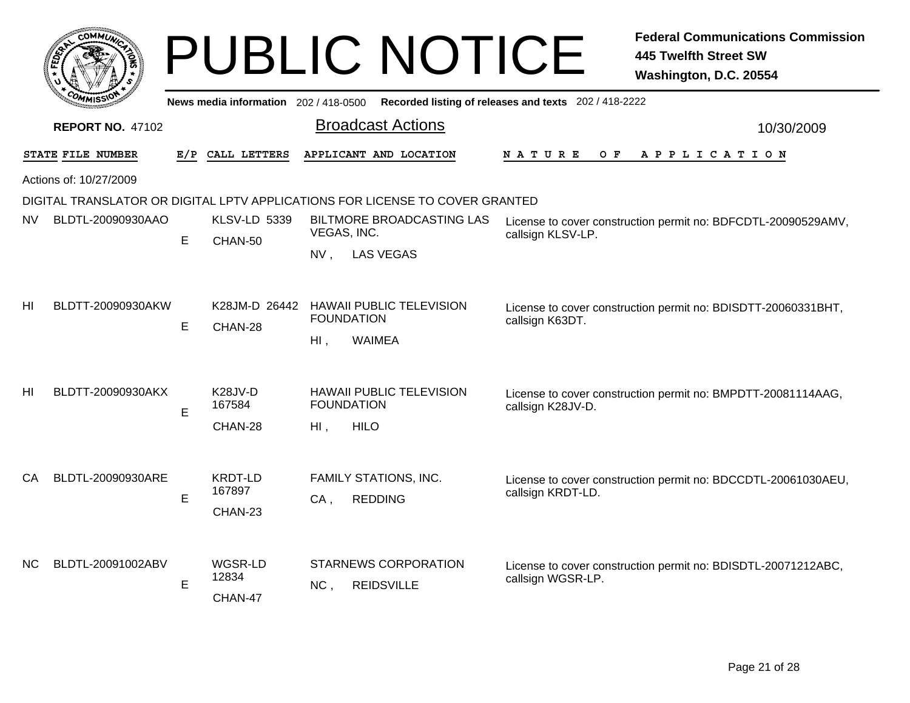# PUBLIC NOTICE

**Federal Communications Commission**
**445 Twelfth Street SW**
**Washington, D.C. 20554**

News media information 202 / 418-0500 Recorded listing of releases and texts 202 / 418-2222

**REPORT NO.** 47102

## Broadcast Actions

10/30/2009

Actions of: 10/27/2009

### DIGITAL TRANSLATOR OR DIGITAL LPTV APPLICATIONS FOR LICENSE TO COVER GRANTED

| STATE | FILE NUMBER | E/P | CALL LETTERS | APPLICANT AND LOCATION | NATURE OF APPLICATION |
|---|---|---|---|---|---|
| NV | BLDTL-20090930AAO | E | KLSV-LD 5339 CHAN-50 | BILTMORE BROADCASTING LAS VEGAS, INC. NV , LAS VEGAS | License to cover construction permit no: BDFCDTL-20090529AMV, callsign KLSV-LP. |
| HI | BLDTT-20090930AKW | E | K28JM-D 26442 CHAN-28 | HAWAII PUBLIC TELEVISION FOUNDATION HI , WAIMEA | License to cover construction permit no: BDISDTT-20060331BHT, callsign K63DT. |
| HI | BLDTT-20090930AKX | E | K28JV-D 167584 CHAN-28 | HAWAII PUBLIC TELEVISION FOUNDATION HI , HILO | License to cover construction permit no: BMPDTT-20081114AAG, callsign K28JV-D. |
| CA | BLDTL-20090930ARE | E | KRDT-LD 167897 CHAN-23 | FAMILY STATIONS, INC. CA , REDDING | License to cover construction permit no: BDCCDTL-20061030AEU, callsign KRDT-LD. |
| NC | BLDTL-20091002ABV | E | WGSR-LD 12834 CHAN-47 | STARNEWS CORPORATION NC , REIDSVILLE | License to cover construction permit no: BDISDTL-20071212ABC, callsign WGSR-LP. |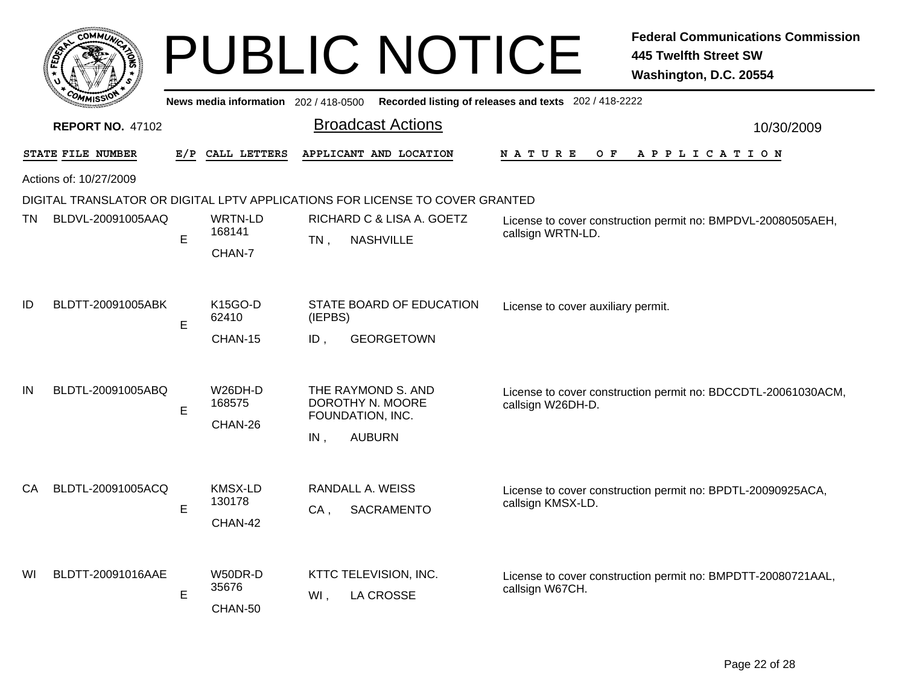# PUBLIC NOTICE

**Federal Communications Commission**
**445 Twelfth Street SW**
**Washington, D.C. 20554**

**News media information** 202 / 418-0500 **Recorded listing of releases and texts** 202 / 418-2222

**REPORT NO.** 47102

## Broadcast Actions

10/30/2009

Actions of: 10/27/2009

DIGITAL TRANSLATOR OR DIGITAL LPTV APPLICATIONS FOR LICENSE TO COVER GRANTED

| STATE | FILE NUMBER | E/P | CALL LETTERS | APPLICANT AND LOCATION | NATURE OF APPLICATION |
|---|---|---|---|---|---|
| TN | BLDVL-20091005AAQ | E | WRTN-LD 168141 CHAN-7 | RICHARD C & LISA A. GOETZ TN , NASHVILLE | License to cover construction permit no: BMPDVL-20080505AEH, callsign WRTN-LD. |
| ID | BLDTT-20091005ABK | E | K15GO-D 62410 CHAN-15 | STATE BOARD OF EDUCATION (IEPBS) ID , GEORGETOWN | License to cover auxiliary permit. |
| IN | BLDTL-20091005ABQ | E | W26DH-D 168575 CHAN-26 | THE RAYMOND S. AND DOROTHY N. MOORE FOUNDATION, INC. IN , AUBURN | License to cover construction permit no: BDCCDTL-20061030ACM, callsign W26DH-D. |
| CA | BLDTL-20091005ACQ | E | KMSX-LD 130178 CHAN-42 | RANDALL A. WEISS CA , SACRAMENTO | License to cover construction permit no: BPDTL-20090925ACA, callsign KMSX-LD. |
| WI | BLDTT-20091016AAE | E | W50DR-D 35676 CHAN-50 | KTTC TELEVISION, INC. WI , LA CROSSE | License to cover construction permit no: BMPDTT-20080721AAL, callsign W67CH. |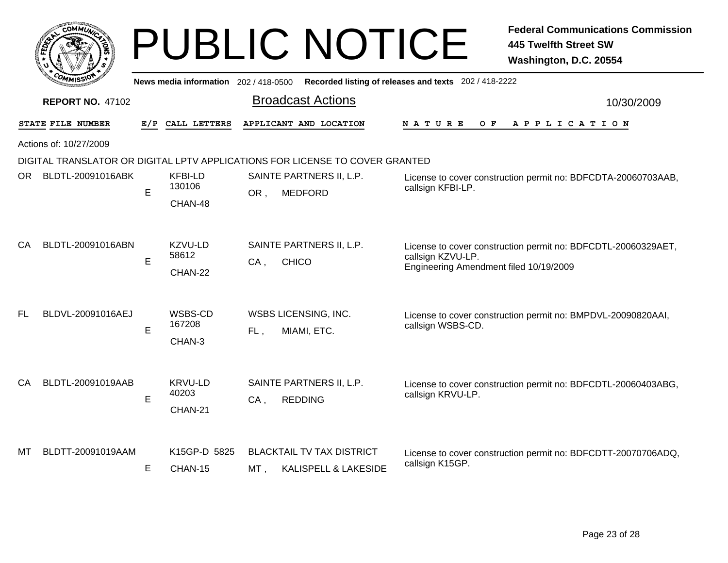# PUBLIC NOTICE

**Federal Communications Commission**
**445 Twelfth Street SW**
**Washington, D.C. 20554**

**News media information** 202 / 418-0500 **Recorded listing of releases and texts** 202 / 418-2222

**REPORT NO.** 47102

## Broadcast Actions

10/30/2009

Actions of: 10/27/2009

### DIGITAL TRANSLATOR OR DIGITAL LPTV APPLICATIONS FOR LICENSE TO COVER GRANTED

| STATE | FILE NUMBER | E/P | CALL LETTERS | APPLICANT AND LOCATION | NATURE OF APPLICATION |
|---|---|---|---|---|---|
| OR | BLDTL-20091016ABK | E | KFBI-LD 130106 CHAN-48 | SAINTE PARTNERS II, L.P. OR , MEDFORD | License to cover construction permit no: BDFCDTA-20060703AAB, callsign KFBI-LP. |
| CA | BLDTL-20091016ABN | E | KZVU-LD 58612 CHAN-22 | SAINTE PARTNERS II, L.P. CA , CHICO | License to cover construction permit no: BDFCDTL-20060329AET, callsign KZVU-LP. Engineering Amendment filed 10/19/2009 |
| FL | BLDVL-20091016AEJ | E | WSBS-CD 167208 CHAN-3 | WSBS LICENSING, INC. FL , MIAMI, ETC. | License to cover construction permit no: BMPDVL-20090820AAI, callsign WSBS-CD. |
| CA | BLDTL-20091019AAB | E | KRVU-LD 40203 CHAN-21 | SAINTE PARTNERS II, L.P. CA , REDDING | License to cover construction permit no: BDFCDTL-20060403ABG, callsign KRVU-LP. |
| MT | BLDTT-20091019AAM | E | K15GP-D 5825 CHAN-15 | BLACKTAIL TV TAX DISTRICT MT , KALISPELL & LAKESIDE | License to cover construction permit no: BDFCDTT-20070706ADQ, callsign K15GP. |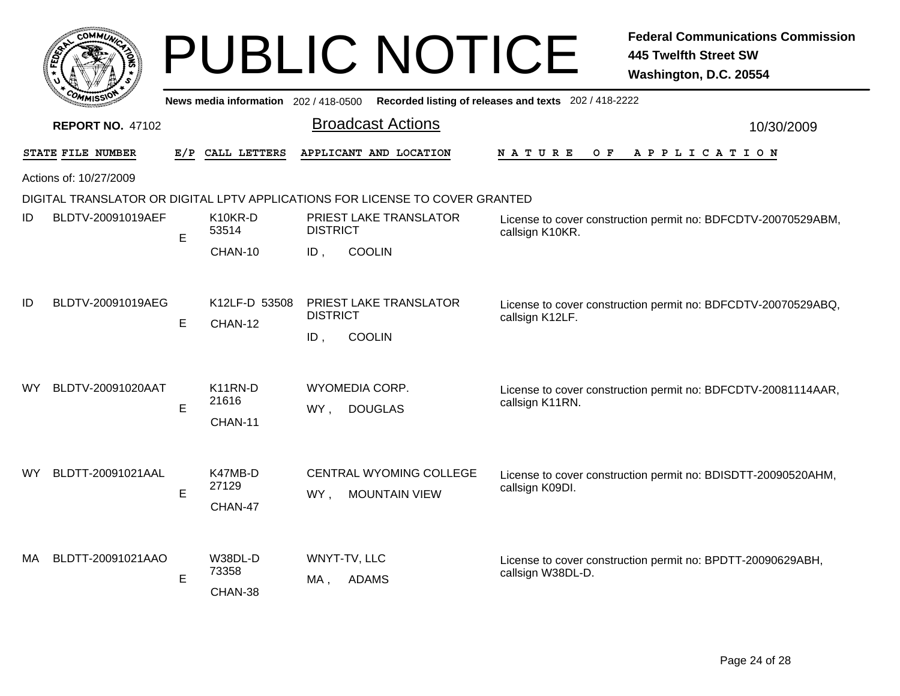# PUBLIC NOTICE

**Federal Communications Commission**
**445 Twelfth Street SW**
**Washington, D.C. 20554**

News media information 202 / 418-0500 Recorded listing of releases and texts 202 / 418-2222

**REPORT NO. 47102**

## Broadcast Actions

10/30/2009

Actions of: 10/27/2009

### DIGITAL TRANSLATOR OR DIGITAL LPTV APPLICATIONS FOR LICENSE TO COVER GRANTED

| STATE | FILE NUMBER | E/P | CALL LETTERS | APPLICANT AND LOCATION | NATURE OF APPLICATION |
|---|---|---|---|---|---|
| ID | BLDTV-20091019AEF | E | K10KR-D 53514 CHAN-10 | PRIEST LAKE TRANSLATOR DISTRICT ID , COOLIN | License to cover construction permit no: BDFCDTV-20070529ABM, callsign K10KR. |
| ID | BLDTV-20091019AEG | E | K12LF-D 53508 CHAN-12 | PRIEST LAKE TRANSLATOR DISTRICT ID , COOLIN | License to cover construction permit no: BDFCDTV-20070529ABQ, callsign K12LF. |
| WY | BLDTV-20091020AAT | E | K11RN-D 21616 CHAN-11 | WYOMEDIA CORP. WY , DOUGLAS | License to cover construction permit no: BDFCDTV-20081114AAR, callsign K11RN. |
| WY | BLDTT-20091021AAL | E | K47MB-D 27129 CHAN-47 | CENTRAL WYOMING COLLEGE WY , MOUNTAIN VIEW | License to cover construction permit no: BDISDTT-20090520AHM, callsign K09DI. |
| MA | BLDTT-20091021AAO | E | W38DL-D 73358 CHAN-38 | WNYT-TV, LLC MA , ADAMS | License to cover construction permit no: BPDTT-20090629ABH, callsign W38DL-D. |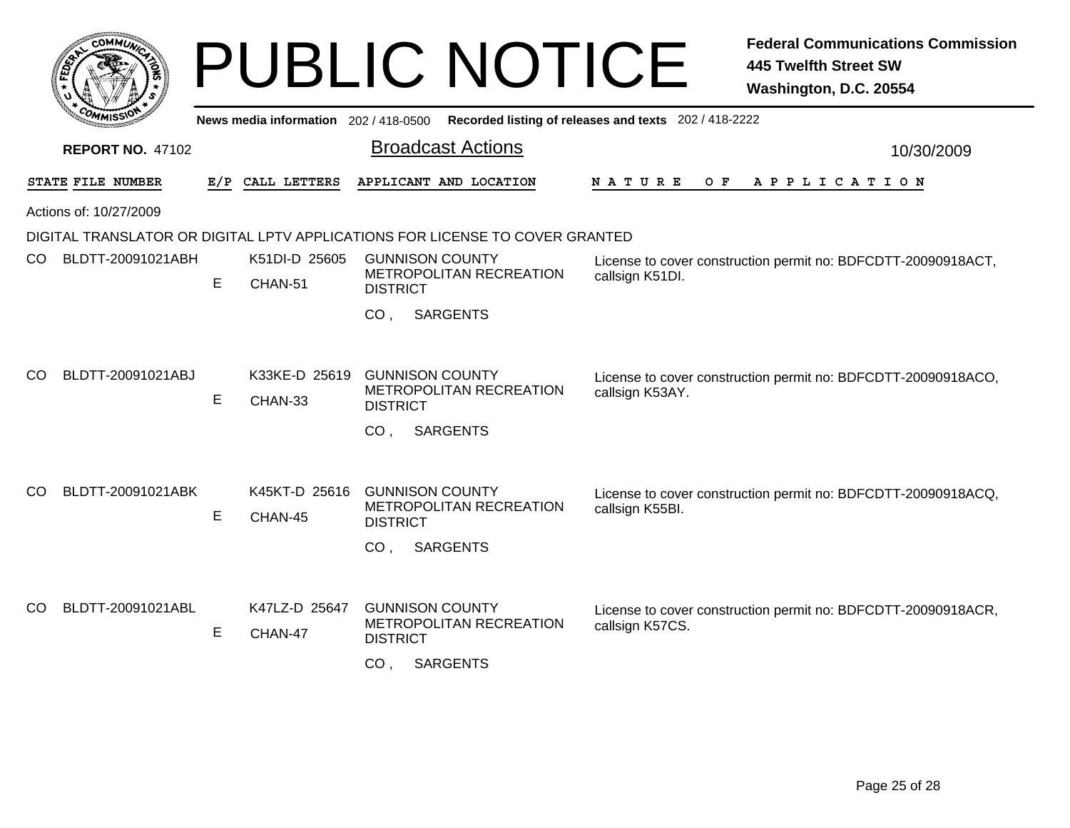# PUBLIC NOTICE

**Federal Communications Commission**
**445 Twelfth Street SW**
**Washington, D.C. 20554**

**News media information** 202 / 418-0500 **Recorded listing of releases and texts** 202 / 418-2222

**REPORT NO.** 47102

## Broadcast Actions

10/30/2009

| STATE | FILE NUMBER | E/P | CALL LETTERS | APPLICANT AND LOCATION | NATURE OF APPLICATION |
|---|---|---|---|---|---|

Actions of: 10/27/2009

DIGITAL TRANSLATOR OR DIGITAL LPTV APPLICATIONS FOR LICENSE TO COVER GRANTED

| STATE | FILE NUMBER | E/P | CALL LETTERS | APPLICANT AND LOCATION | NATURE OF APPLICATION |
|---|---|---|---|---|---|
| CO | BLDTT-20091021ABH | E | K51DI-D 25605 CHAN-51 | GUNNISON COUNTY METROPOLITAN RECREATION DISTRICT CO , SARGENTS | License to cover construction permit no: BDFCDTT-20090918ACT, callsign K51DI. |
| CO | BLDTT-20091021ABJ | E | K33KE-D 25619 CHAN-33 | GUNNISON COUNTY METROPOLITAN RECREATION DISTRICT CO , SARGENTS | License to cover construction permit no: BDFCDTT-20090918ACO, callsign K53AY. |
| CO | BLDTT-20091021ABK | E | K45KT-D 25616 CHAN-45 | GUNNISON COUNTY METROPOLITAN RECREATION DISTRICT CO , SARGENTS | License to cover construction permit no: BDFCDTT-20090918ACQ, callsign K55BI. |
| CO | BLDTT-20091021ABL | E | K47LZ-D 25647 CHAN-47 | GUNNISON COUNTY METROPOLITAN RECREATION DISTRICT CO , SARGENTS | License to cover construction permit no: BDFCDTT-20090918ACR, callsign K57CS. |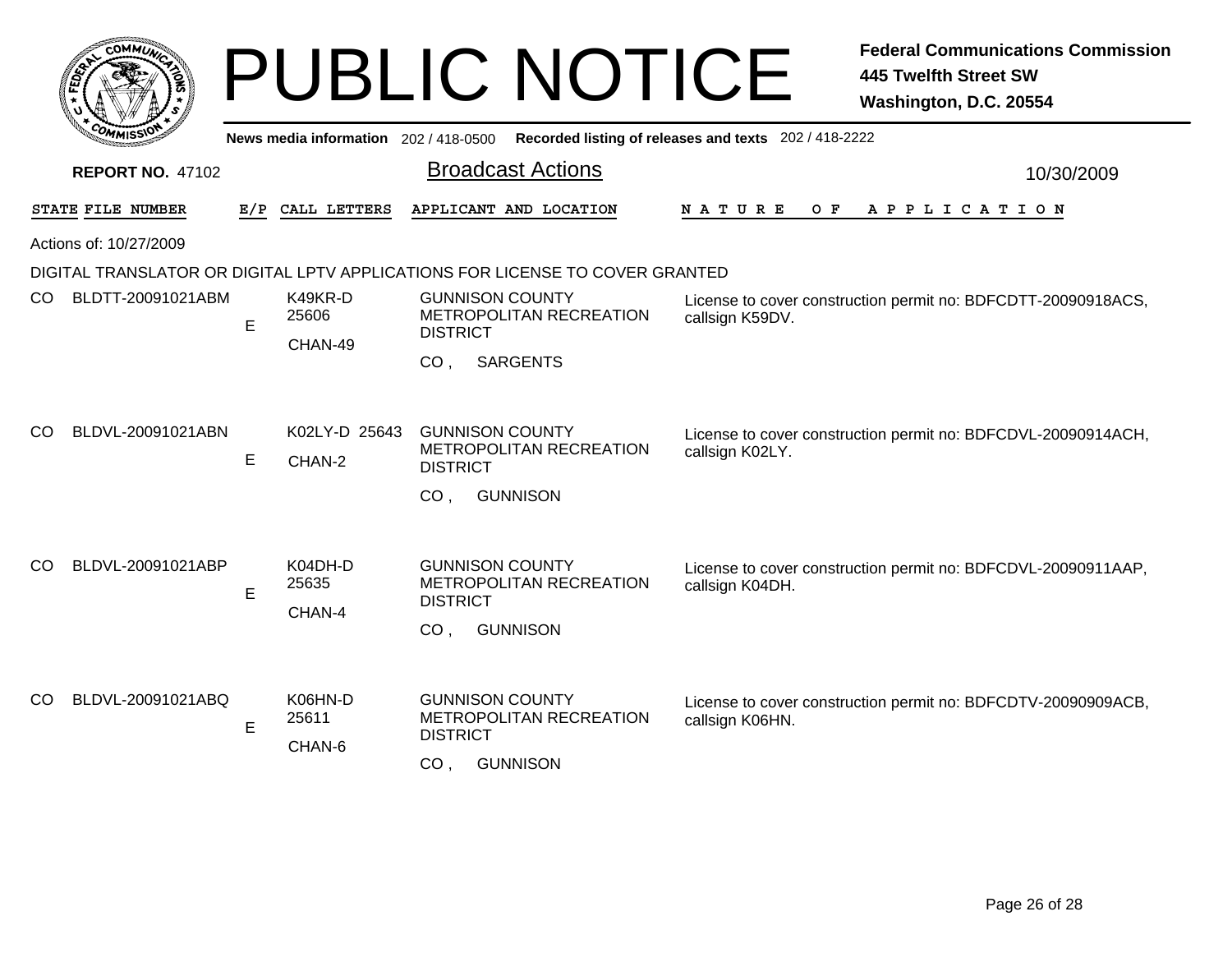# PUBLIC NOTICE

**Federal Communications Commission**
**445 Twelfth Street SW**
**Washington, D.C. 20554**

**News media information** 202 / 418-0500 **Recorded listing of releases and texts** 202 / 418-2222

**REPORT NO.** 47102

## Broadcast Actions

10/30/2009

Actions of: 10/27/2009

DIGITAL TRANSLATOR OR DIGITAL LPTV APPLICATIONS FOR LICENSE TO COVER GRANTED

| STATE | FILE NUMBER | E/P | CALL LETTERS | APPLICANT AND LOCATION | NATURE OF APPLICATION |
|---|---|---|---|---|---|
| CO | BLDTT-20091021ABM | E | K49KR-D 25606 CHAN-49 | GUNNISON COUNTY METROPOLITAN RECREATION DISTRICT CO , SARGENTS | License to cover construction permit no: BDFCDTT-20090918ACS, callsign K59DV. |
| CO | BLDVL-20091021ABN | E | K02LY-D 25643 CHAN-2 | GUNNISON COUNTY METROPOLITAN RECREATION DISTRICT CO , GUNNISON | License to cover construction permit no: BDFCDVL-20090914ACH, callsign K02LY. |
| CO | BLDVL-20091021ABP | E | K04DH-D 25635 CHAN-4 | GUNNISON COUNTY METROPOLITAN RECREATION DISTRICT CO , GUNNISON | License to cover construction permit no: BDFCDVL-20090911AAP, callsign K04DH. |
| CO | BLDVL-20091021ABQ | E | K06HN-D 25611 CHAN-6 | GUNNISON COUNTY METROPOLITAN RECREATION DISTRICT CO , GUNNISON | License to cover construction permit no: BDFCDTV-20090909ACB, callsign K06HN. |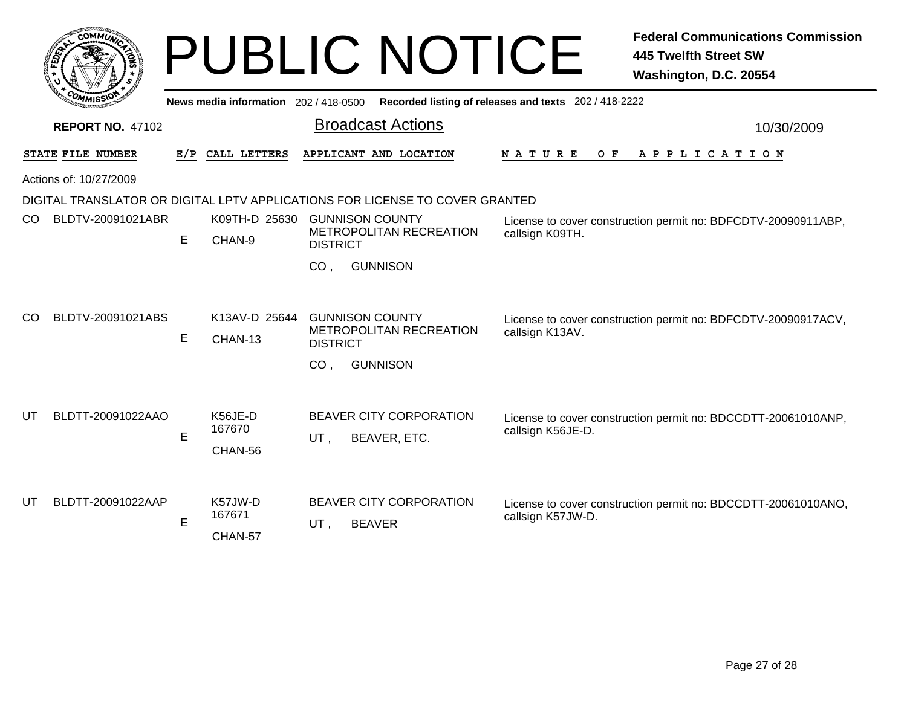# PUBLIC NOTICE

**Federal Communications Commission**
**445 Twelfth Street SW**
**Washington, D.C. 20554**

News media information 202 / 418-0500 Recorded listing of releases and texts 202 / 418-2222

**REPORT NO.** 47102

## Broadcast Actions

10/30/2009

Actions of: 10/27/2009

DIGITAL TRANSLATOR OR DIGITAL LPTV APPLICATIONS FOR LICENSE TO COVER GRANTED

| STATE | FILE NUMBER | E/P | CALL LETTERS | APPLICANT AND LOCATION | NATURE OF APPLICATION |
|---|---|---|---|---|---|
| CO | BLDTV-20091021ABR | E | K09TH-D 25630 CHAN-9 | GUNNISON COUNTY METROPOLITAN RECREATION DISTRICT CO , GUNNISON | License to cover construction permit no: BDFCDTV-20090911ABP, callsign K09TH. |
| CO | BLDTV-20091021ABS | E | K13AV-D 25644 CHAN-13 | GUNNISON COUNTY METROPOLITAN RECREATION DISTRICT CO , GUNNISON | License to cover construction permit no: BDFCDTV-20090917ACV, callsign K13AV. |
| UT | BLDTT-20091022AAO | E | K56JE-D 167670 CHAN-56 | BEAVER CITY CORPORATION UT , BEAVER, ETC. | License to cover construction permit no: BDCCDTT-20061010ANP, callsign K56JE-D. |
| UT | BLDTT-20091022AAP | E | K57JW-D 167671 CHAN-57 | BEAVER CITY CORPORATION UT , BEAVER | License to cover construction permit no: BDCCDTT-20061010ANO, callsign K57JW-D. |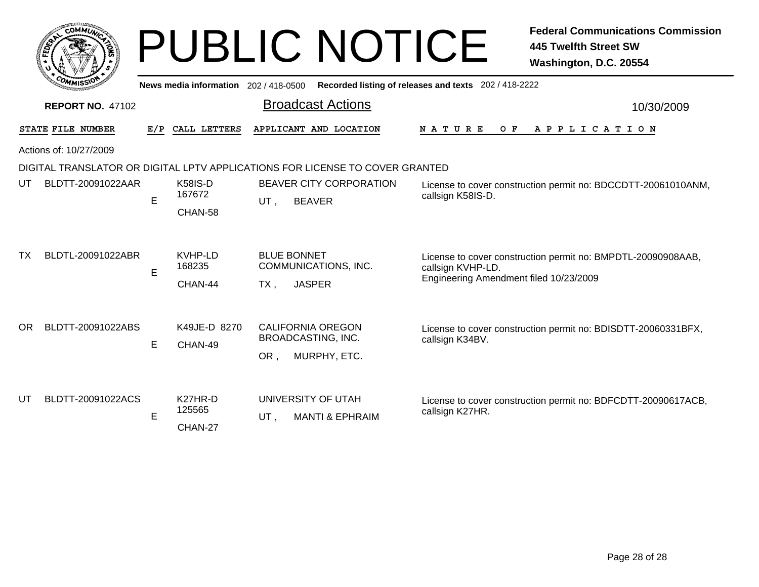# PUBLIC NOTICE

**Federal Communications Commission**
**445 Twelfth Street SW**
**Washington, D.C. 20554**

News media information 202 / 418-0500 Recorded listing of releases and texts 202 / 418-2222

**REPORT NO.** 47102

## Broadcast Actions

10/30/2009

Actions of: 10/27/2009

DIGITAL TRANSLATOR OR DIGITAL LPTV APPLICATIONS FOR LICENSE TO COVER GRANTED

| STATE | FILE NUMBER | E/P | CALL LETTERS | APPLICANT AND LOCATION | NATURE OF APPLICATION |
|---|---|---|---|---|---|
| UT | BLDTT-20091022AAR | E | K58IS-D 167672 CHAN-58 | BEAVER CITY CORPORATION UT , BEAVER | License to cover construction permit no: BDCCDTT-20061010ANM, callsign K58IS-D. |
| TX | BLDTL-20091022ABR | E | KVHP-LD 168235 CHAN-44 | BLUE BONNET COMMUNICATIONS, INC. TX , JASPER | License to cover construction permit no: BMPDTL-20090908AAB, callsign KVHP-LD. Engineering Amendment filed 10/23/2009 |
| OR | BLDTT-20091022ABS | E | K49JE-D 8270 CHAN-49 | CALIFORNIA OREGON BROADCASTING, INC. OR , MURPHY, ETC. | License to cover construction permit no: BDISDTT-20060331BFX, callsign K34BV. |
| UT | BLDTT-20091022ACS | E | K27HR-D 125565 CHAN-27 | UNIVERSITY OF UTAH UT , MANTI & EPHRAIM | License to cover construction permit no: BDFCDTT-20090617ACB, callsign K27HR. |